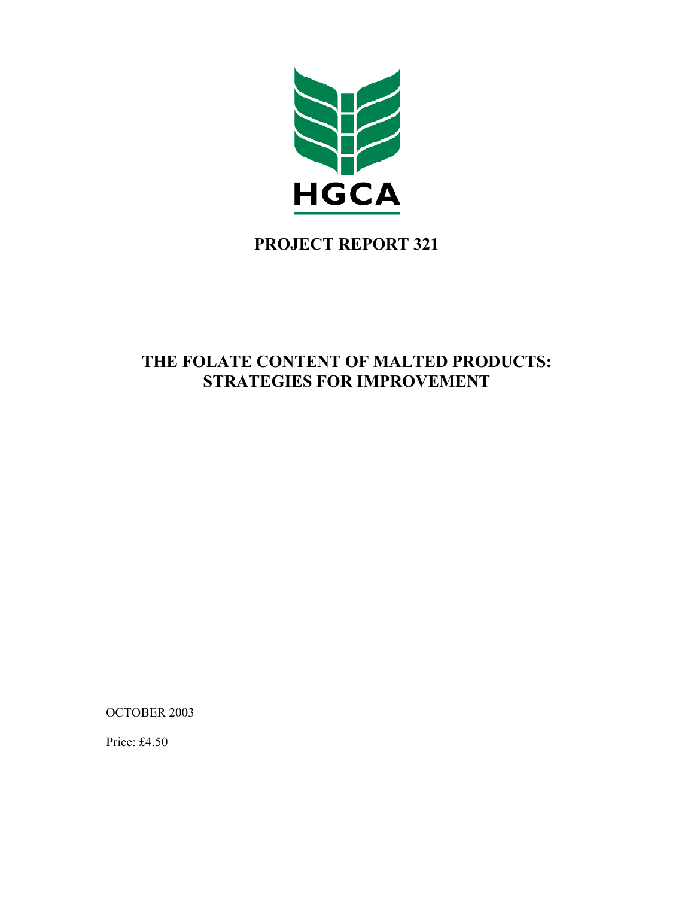HGCA

# PROJECT REPORT 321

## THE FOLATE CONTENT OF MALTED PRODUCTS: STRATEGIES FOR IMPROVEMENT

OCTOBER 2003

Price: £4.50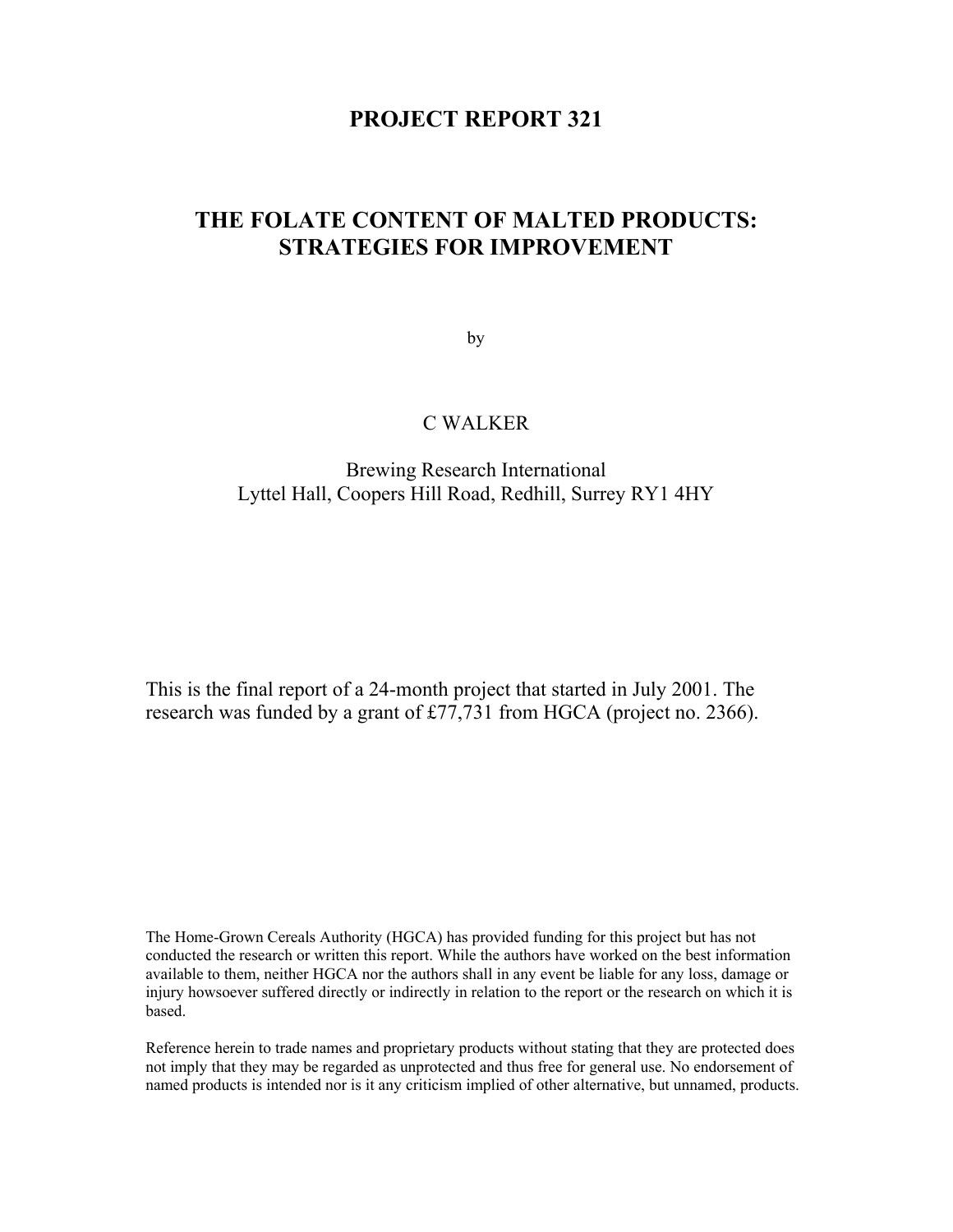# PROJECT REPORT 321

# THE FOLATE CONTENT OF MALTED PRODUCTS: STRATEGIES FOR IMPROVEMENT

by

C WALKER

Brewing Research International
Lyttel Hall, Coopers Hill Road, Redhill, Surrey RY1 4HY

This is the final report of a 24-month project that started in July 2001. The research was funded by a grant of £77,731 from HGCA (project no. 2366).

The Home-Grown Cereals Authority (HGCA) has provided funding for this project but has not conducted the research or written this report. While the authors have worked on the best information available to them, neither HGCA nor the authors shall in any event be liable for any loss, damage or injury howsoever suffered directly or indirectly in relation to the report or the research on which it is based.

Reference herein to trade names and proprietary products without stating that they are protected does not imply that they may be regarded as unprotected and thus free for general use. No endorsement of named products is intended nor is it any criticism implied of other alternative, but unnamed, products.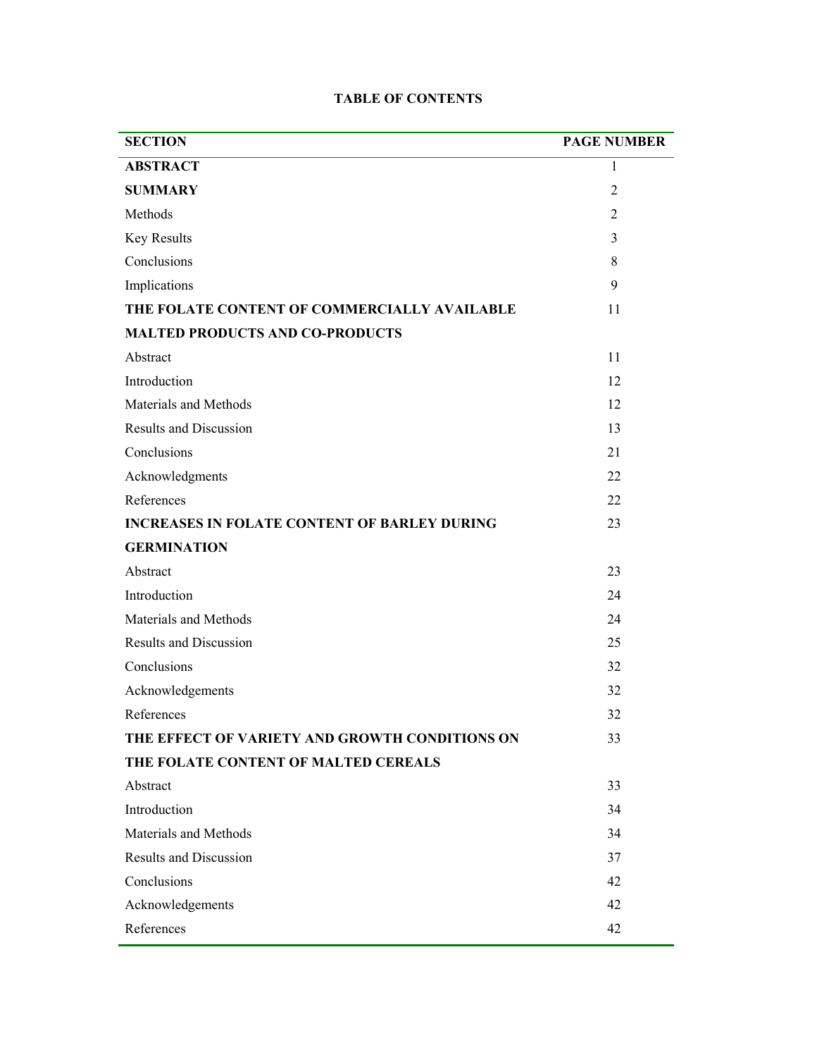# TABLE OF CONTENTS

| SECTION | PAGE NUMBER |
| --- | --- |
| **ABSTRACT** | 1 |
| **SUMMARY** | 2 |
| Methods | 2 |
| Key Results | 3 |
| Conclusions | 8 |
| Implications | 9 |
| **THE FOLATE CONTENT OF COMMERCIALLY AVAILABLE MALTED PRODUCTS AND CO-PRODUCTS** | 11 |
| Abstract | 11 |
| Introduction | 12 |
| Materials and Methods | 12 |
| Results and Discussion | 13 |
| Conclusions | 21 |
| Acknowledgments | 22 |
| References | 22 |
| **INCREASES IN FOLATE CONTENT OF BARLEY DURING GERMINATION** | 23 |
| Abstract | 23 |
| Introduction | 24 |
| Materials and Methods | 24 |
| Results and Discussion | 25 |
| Conclusions | 32 |
| Acknowledgements | 32 |
| References | 32 |
| **THE EFFECT OF VARIETY AND GROWTH CONDITIONS ON THE FOLATE CONTENT OF MALTED CEREALS** | 33 |
| Abstract | 33 |
| Introduction | 34 |
| Materials and Methods | 34 |
| Results and Discussion | 37 |
| Conclusions | 42 |
| Acknowledgements | 42 |
| References | 42 |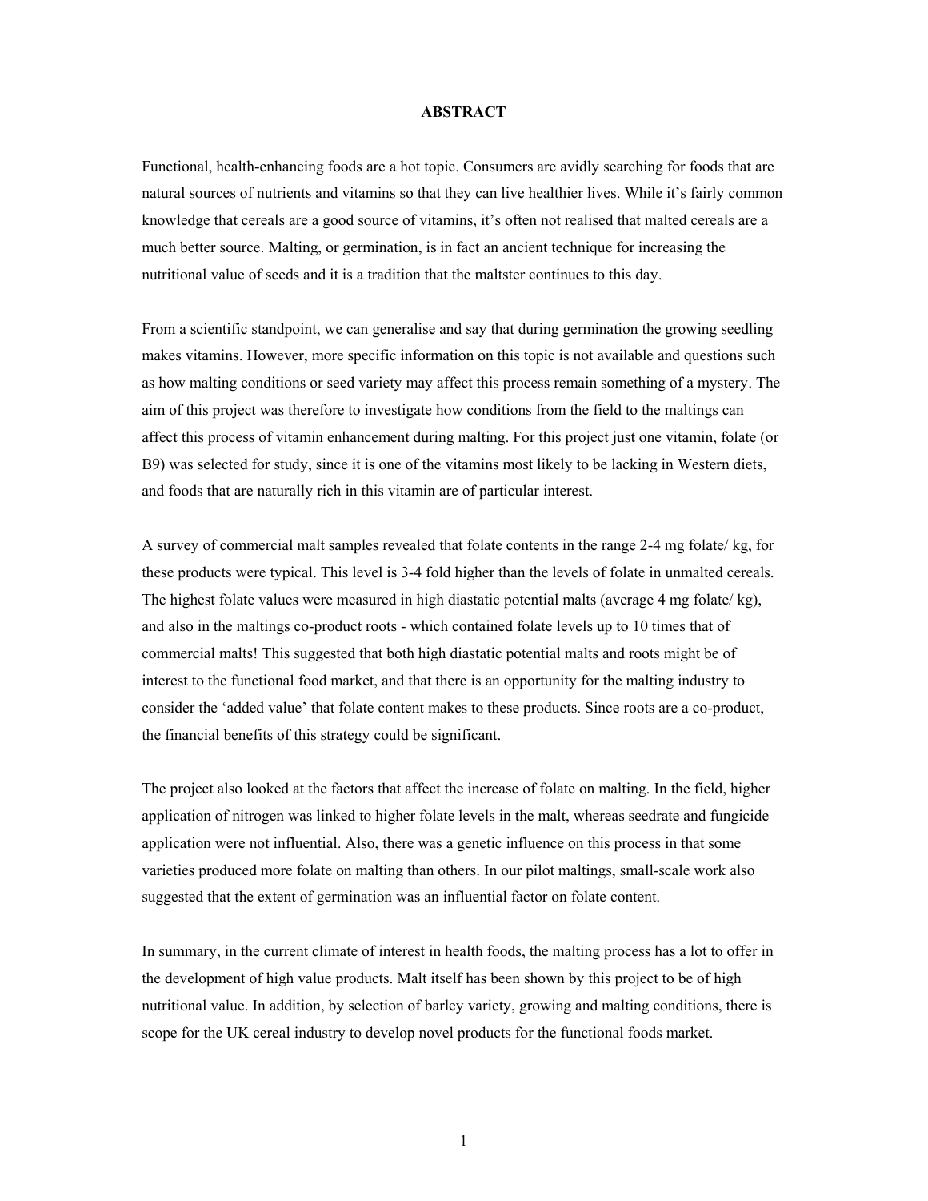# ABSTRACT

Functional, health-enhancing foods are a hot topic. Consumers are avidly searching for foods that are natural sources of nutrients and vitamins so that they can live healthier lives. While it's fairly common knowledge that cereals are a good source of vitamins, it's often not realised that malted cereals are a much better source. Malting, or germination, is in fact an ancient technique for increasing the nutritional value of seeds and it is a tradition that the maltster continues to this day.

From a scientific standpoint, we can generalise and say that during germination the growing seedling makes vitamins. However, more specific information on this topic is not available and questions such as how malting conditions or seed variety may affect this process remain something of a mystery. The aim of this project was therefore to investigate how conditions from the field to the maltings can affect this process of vitamin enhancement during malting. For this project just one vitamin, folate (or B9) was selected for study, since it is one of the vitamins most likely to be lacking in Western diets, and foods that are naturally rich in this vitamin are of particular interest.

A survey of commercial malt samples revealed that folate contents in the range 2-4 mg folate/ kg, for these products were typical. This level is 3-4 fold higher than the levels of folate in unmalted cereals. The highest folate values were measured in high diastatic potential malts (average 4 mg folate/ kg), and also in the maltings co-product roots - which contained folate levels up to 10 times that of commercial malts! This suggested that both high diastatic potential malts and roots might be of interest to the functional food market, and that there is an opportunity for the malting industry to consider the 'added value' that folate content makes to these products. Since roots are a co-product, the financial benefits of this strategy could be significant.

The project also looked at the factors that affect the increase of folate on malting. In the field, higher application of nitrogen was linked to higher folate levels in the malt, whereas seedrate and fungicide application were not influential. Also, there was a genetic influence on this process in that some varieties produced more folate on malting than others. In our pilot maltings, small-scale work also suggested that the extent of germination was an influential factor on folate content.

In summary, in the current climate of interest in health foods, the malting process has a lot to offer in the development of high value products. Malt itself has been shown by this project to be of high nutritional value. In addition, by selection of barley variety, growing and malting conditions, there is scope for the UK cereal industry to develop novel products for the functional foods market.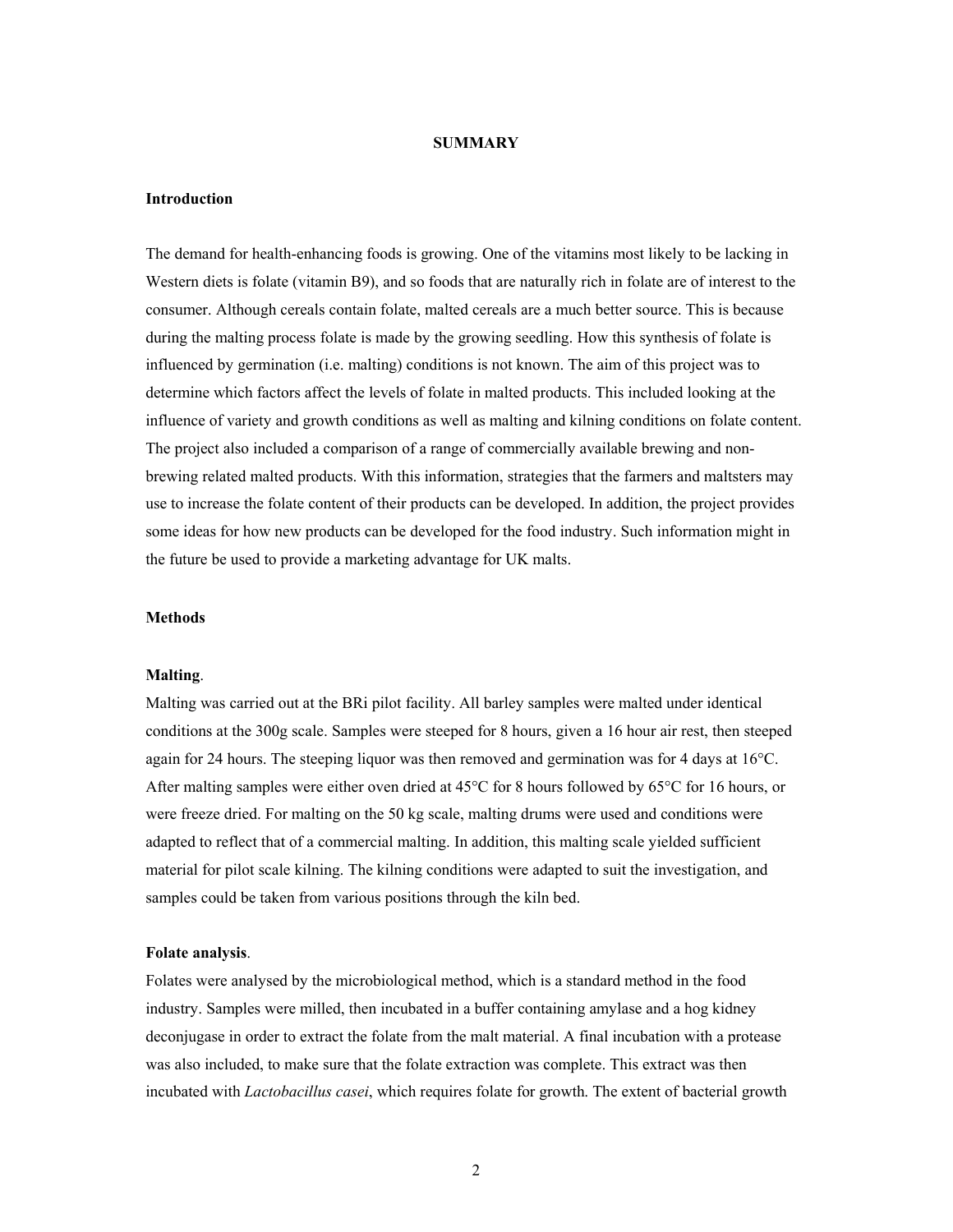## SUMMARY

### Introduction

The demand for health-enhancing foods is growing. One of the vitamins most likely to be lacking in Western diets is folate (vitamin B9), and so foods that are naturally rich in folate are of interest to the consumer. Although cereals contain folate, malted cereals are a much better source. This is because during the malting process folate is made by the growing seedling. How this synthesis of folate is influenced by germination (i.e. malting) conditions is not known. The aim of this project was to determine which factors affect the levels of folate in malted products. This included looking at the influence of variety and growth conditions as well as malting and kilning conditions on folate content. The project also included a comparison of a range of commercially available brewing and non-brewing related malted products. With this information, strategies that the farmers and maltsters may use to increase the folate content of their products can be developed. In addition, the project provides some ideas for how new products can be developed for the food industry. Such information might in the future be used to provide a marketing advantage for UK malts.

### Methods

**Malting**.
Malting was carried out at the BRi pilot facility. All barley samples were malted under identical conditions at the 300g scale. Samples were steeped for 8 hours, given a 16 hour air rest, then steeped again for 24 hours. The steeping liquor was then removed and germination was for 4 days at 16°C. After malting samples were either oven dried at 45°C for 8 hours followed by 65°C for 16 hours, or were freeze dried. For malting on the 50 kg scale, malting drums were used and conditions were adapted to reflect that of a commercial malting. In addition, this malting scale yielded sufficient material for pilot scale kilning. The kilning conditions were adapted to suit the investigation, and samples could be taken from various positions through the kiln bed.

**Folate analysis**.
Folates were analysed by the microbiological method, which is a standard method in the food industry. Samples were milled, then incubated in a buffer containing amylase and a hog kidney deconjugase in order to extract the folate from the malt material. A final incubation with a protease was also included, to make sure that the folate extraction was complete. This extract was then incubated with *Lactobacillus casei*, which requires folate for growth. The extent of bacterial growth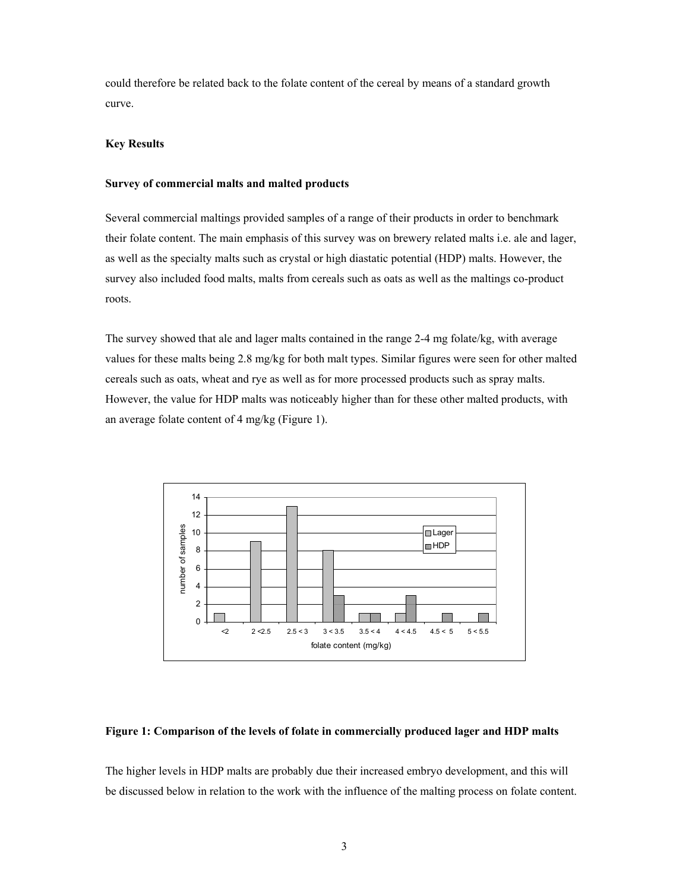could therefore be related back to the folate content of the cereal by means of a standard growth curve.

**Key Results**

**Survey of commercial malts and malted products**

Several commercial maltings provided samples of a range of their products in order to benchmark their folate content. The main emphasis of this survey was on brewery related malts i.e. ale and lager, as well as the specialty malts such as crystal or high diastatic potential (HDP) malts. However, the survey also included food malts, malts from cereals such as oats as well as the maltings co-product roots.

The survey showed that ale and lager malts contained in the range 2-4 mg folate/kg, with average values for these malts being 2.8 mg/kg for both malt types. Similar figures were seen for other malted cereals such as oats, wheat and rye as well as for more processed products such as spray malts. However, the value for HDP malts was noticeably higher than for these other malted products, with an average folate content of 4 mg/kg (Figure 1).

**Figure 1: Comparison of the levels of folate in commercially produced lager and HDP malts**

The higher levels in HDP malts are probably due their increased embryo development, and this will be discussed below in relation to the work with the influence of the malting process on folate content.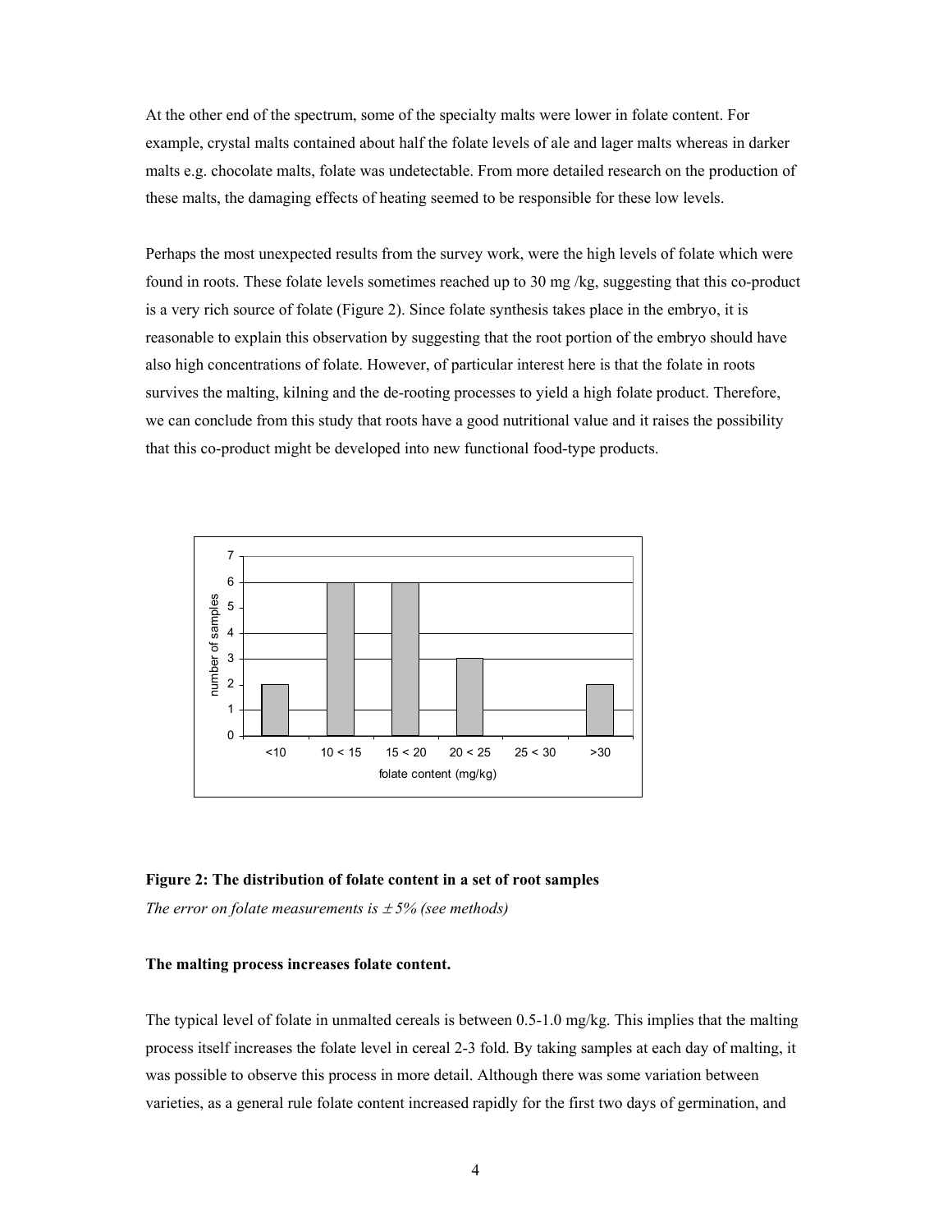At the other end of the spectrum, some of the specialty malts were lower in folate content. For example, crystal malts contained about half the folate levels of ale and lager malts whereas in darker malts e.g. chocolate malts, folate was undetectable. From more detailed research on the production of these malts, the damaging effects of heating seemed to be responsible for these low levels.

Perhaps the most unexpected results from the survey work, were the high levels of folate which were found in roots. These folate levels sometimes reached up to 30 mg /kg, suggesting that this co-product is a very rich source of folate (Figure 2). Since folate synthesis takes place in the embryo, it is reasonable to explain this observation by suggesting that the root portion of the embryo should have also high concentrations of folate. However, of particular interest here is that the folate in roots survives the malting, kilning and the de-rooting processes to yield a high folate product. Therefore, we can conclude from this study that roots have a good nutritional value and it raises the possibility that this co-product might be developed into new functional food-type products.

| folate content (mg/kg) | number of samples |
|---|---|
| <10 | 2 |
| 10 < 15 | 6 |
| 15 < 20 | 6 |
| 20 < 25 | 3 |
| 25 < 30 | 0 |
| >30 | 2 |

**Figure 2: The distribution of folate content in a set of root samples**

*The error on folate measurements is ± 5% (see methods)*

**The malting process increases folate content.**

The typical level of folate in unmalted cereals is between 0.5-1.0 mg/kg. This implies that the malting process itself increases the folate level in cereal 2-3 fold. By taking samples at each day of malting, it was possible to observe this process in more detail. Although there was some variation between varieties, as a general rule folate content increased rapidly for the first two days of germination, and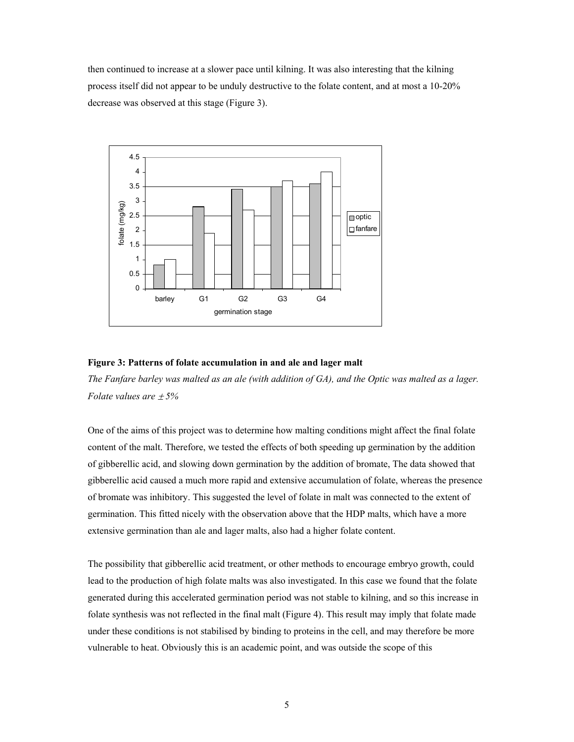then continued to increase at a slower pace until kilning. It was also interesting that the kilning process itself did not appear to be unduly destructive to the folate content, and at most a 10-20% decrease was observed at this stage (Figure 3).

**Figure 3: Patterns of folate accumulation in and ale and lager malt**

*The Fanfare barley was malted as an ale (with addition of GA), and the Optic was malted as a lager. Folate values are ± 5%*

One of the aims of this project was to determine how malting conditions might affect the final folate content of the malt. Therefore, we tested the effects of both speeding up germination by the addition of gibberellic acid, and slowing down germination by the addition of bromate, The data showed that gibberellic acid caused a much more rapid and extensive accumulation of folate, whereas the presence of bromate was inhibitory. This suggested the level of folate in malt was connected to the extent of germination. This fitted nicely with the observation above that the HDP malts, which have a more extensive germination than ale and lager malts, also had a higher folate content.

The possibility that gibberellic acid treatment, or other methods to encourage embryo growth, could lead to the production of high folate malts was also investigated. In this case we found that the folate generated during this accelerated germination period was not stable to kilning, and so this increase in folate synthesis was not reflected in the final malt (Figure 4). This result may imply that folate made under these conditions is not stabilised by binding to proteins in the cell, and may therefore be more vulnerable to heat. Obviously this is an academic point, and was outside the scope of this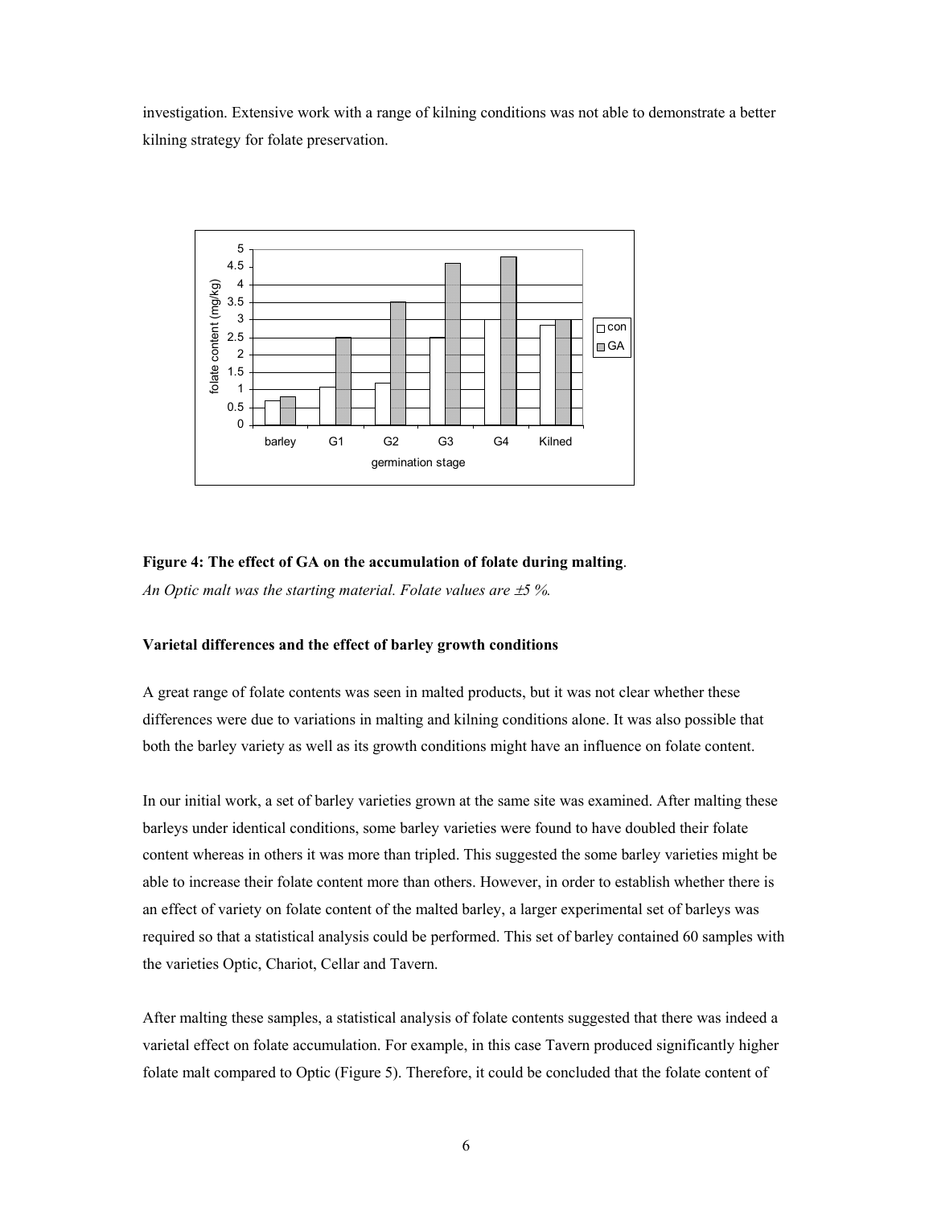investigation. Extensive work with a range of kilning conditions was not able to demonstrate a better kilning strategy for folate preservation.

**Figure 4: The effect of GA on the accumulation of folate during malting**.

*An Optic malt was the starting material. Folate values are ±5 %.*

**Varietal differences and the effect of barley growth conditions**

A great range of folate contents was seen in malted products, but it was not clear whether these differences were due to variations in malting and kilning conditions alone. It was also possible that both the barley variety as well as its growth conditions might have an influence on folate content.

In our initial work, a set of barley varieties grown at the same site was examined. After malting these barleys under identical conditions, some barley varieties were found to have doubled their folate content whereas in others it was more than tripled. This suggested the some barley varieties might be able to increase their folate content more than others. However, in order to establish whether there is an effect of variety on folate content of the malted barley, a larger experimental set of barleys was required so that a statistical analysis could be performed. This set of barley contained 60 samples with the varieties Optic, Chariot, Cellar and Tavern.

After malting these samples, a statistical analysis of folate contents suggested that there was indeed a varietal effect on folate accumulation. For example, in this case Tavern produced significantly higher folate malt compared to Optic (Figure 5). Therefore, it could be concluded that the folate content of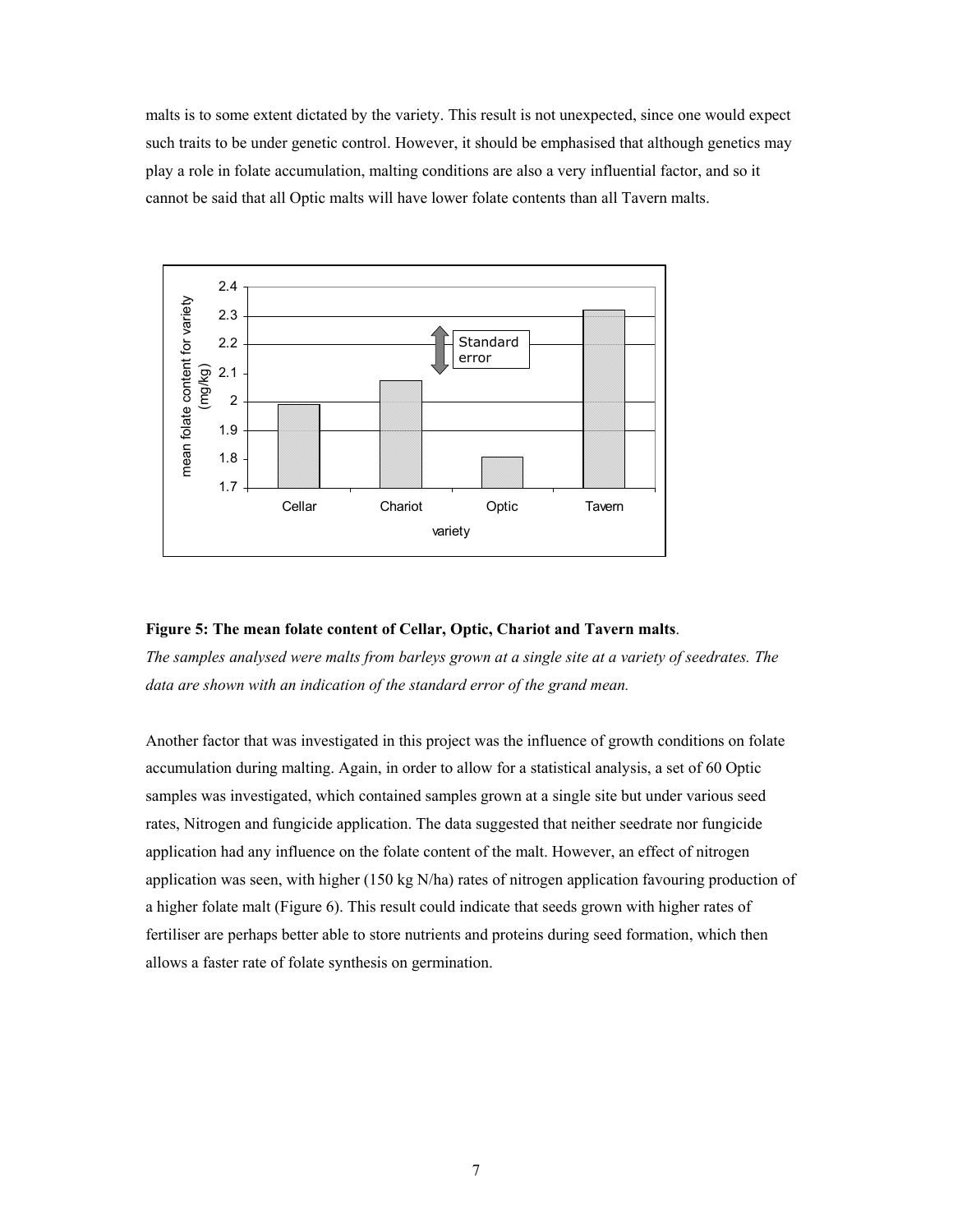malts is to some extent dictated by the variety. This result is not unexpected, since one would expect such traits to be under genetic control. However, it should be emphasised that although genetics may play a role in folate accumulation, malting conditions are also a very influential factor, and so it cannot be said that all Optic malts will have lower folate contents than all Tavern malts.

**Figure 5: The mean folate content of Cellar, Optic, Chariot and Tavern malts**.

*The samples analysed were malts from barleys grown at a single site at a variety of seedrates. The data are shown with an indication of the standard error of the grand mean.*

Another factor that was investigated in this project was the influence of growth conditions on folate accumulation during malting. Again, in order to allow for a statistical analysis, a set of 60 Optic samples was investigated, which contained samples grown at a single site but under various seed rates, Nitrogen and fungicide application. The data suggested that neither seedrate nor fungicide application had any influence on the folate content of the malt. However, an effect of nitrogen application was seen, with higher (150 kg N/ha) rates of nitrogen application favouring production of a higher folate malt (Figure 6). This result could indicate that seeds grown with higher rates of fertiliser are perhaps better able to store nutrients and proteins during seed formation, which then allows a faster rate of folate synthesis on germination.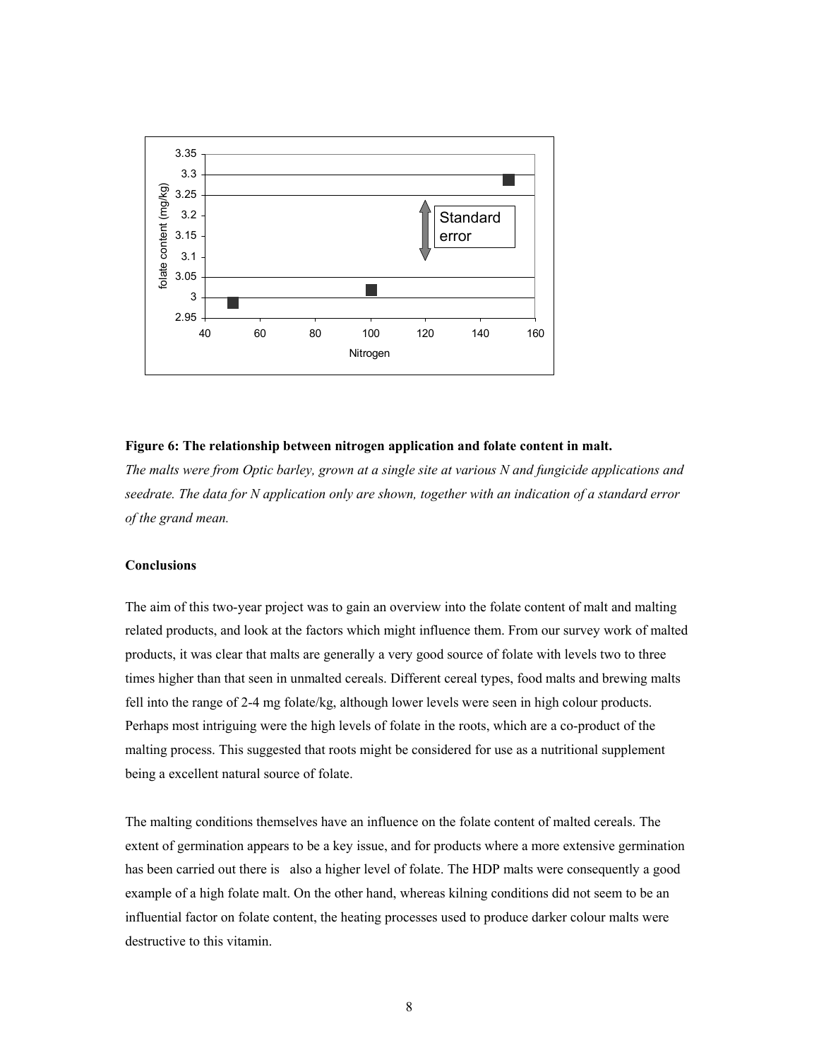**Figure 6: The relationship between nitrogen application and folate content in malt.**

*The malts were from Optic barley, grown at a single site at various N and fungicide applications and seedrate. The data for N application only are shown, together with an indication of a standard error of the grand mean.*

**Conclusions**

The aim of this two-year project was to gain an overview into the folate content of malt and malting related products, and look at the factors which might influence them. From our survey work of malted products, it was clear that malts are generally a very good source of folate with levels two to three times higher than that seen in unmalted cereals. Different cereal types, food malts and brewing malts fell into the range of 2-4 mg folate/kg, although lower levels were seen in high colour products. Perhaps most intriguing were the high levels of folate in the roots, which are a co-product of the malting process. This suggested that roots might be considered for use as a nutritional supplement being a excellent natural source of folate.

The malting conditions themselves have an influence on the folate content of malted cereals. The extent of germination appears to be a key issue, and for products where a more extensive germination has been carried out there is also a higher level of folate. The HDP malts were consequently a good example of a high folate malt. On the other hand, whereas kilning conditions did not seem to be an influential factor on folate content, the heating processes used to produce darker colour malts were destructive to this vitamin.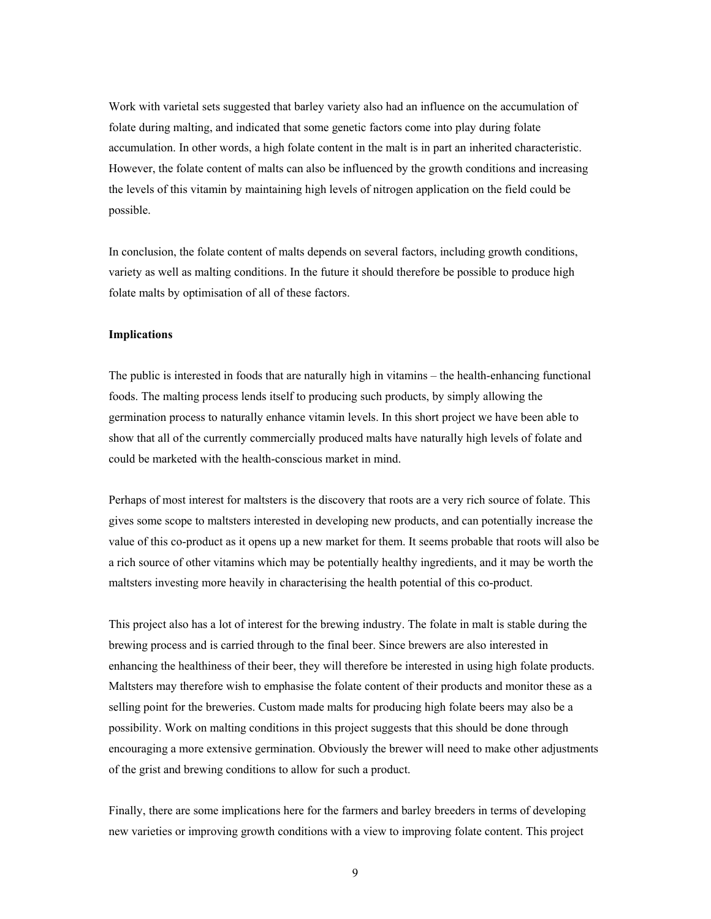Work with varietal sets suggested that barley variety also had an influence on the accumulation of folate during malting, and indicated that some genetic factors come into play during folate accumulation. In other words, a high folate content in the malt is in part an inherited characteristic. However, the folate content of malts can also be influenced by the growth conditions and increasing the levels of this vitamin by maintaining high levels of nitrogen application on the field could be possible.

In conclusion, the folate content of malts depends on several factors, including growth conditions, variety as well as malting conditions. In the future it should therefore be possible to produce high folate malts by optimisation of all of these factors.

**Implications**

The public is interested in foods that are naturally high in vitamins – the health-enhancing functional foods. The malting process lends itself to producing such products, by simply allowing the germination process to naturally enhance vitamin levels. In this short project we have been able to show that all of the currently commercially produced malts have naturally high levels of folate and could be marketed with the health-conscious market in mind.

Perhaps of most interest for maltsters is the discovery that roots are a very rich source of folate. This gives some scope to maltsters interested in developing new products, and can potentially increase the value of this co-product as it opens up a new market for them. It seems probable that roots will also be a rich source of other vitamins which may be potentially healthy ingredients, and it may be worth the maltsters investing more heavily in characterising the health potential of this co-product.

This project also has a lot of interest for the brewing industry. The folate in malt is stable during the brewing process and is carried through to the final beer. Since brewers are also interested in enhancing the healthiness of their beer, they will therefore be interested in using high folate products. Maltsters may therefore wish to emphasise the folate content of their products and monitor these as a selling point for the breweries. Custom made malts for producing high folate beers may also be a possibility. Work on malting conditions in this project suggests that this should be done through encouraging a more extensive germination. Obviously the brewer will need to make other adjustments of the grist and brewing conditions to allow for such a product.

Finally, there are some implications here for the farmers and barley breeders in terms of developing new varieties or improving growth conditions with a view to improving folate content. This project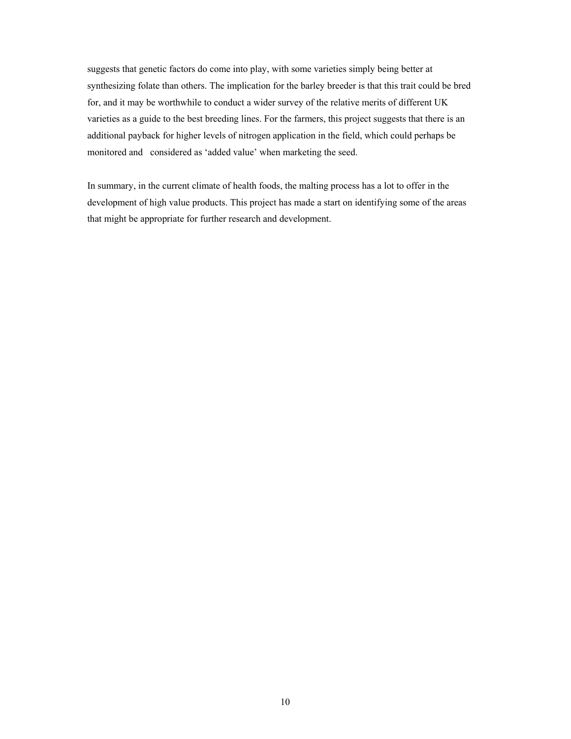suggests that genetic factors do come into play, with some varieties simply being better at synthesizing folate than others. The implication for the barley breeder is that this trait could be bred for, and it may be worthwhile to conduct a wider survey of the relative merits of different UK varieties as a guide to the best breeding lines. For the farmers, this project suggests that there is an additional payback for higher levels of nitrogen application in the field, which could perhaps be monitored and considered as 'added value' when marketing the seed.

In summary, in the current climate of health foods, the malting process has a lot to offer in the development of high value products. This project has made a start on identifying some of the areas that might be appropriate for further research and development.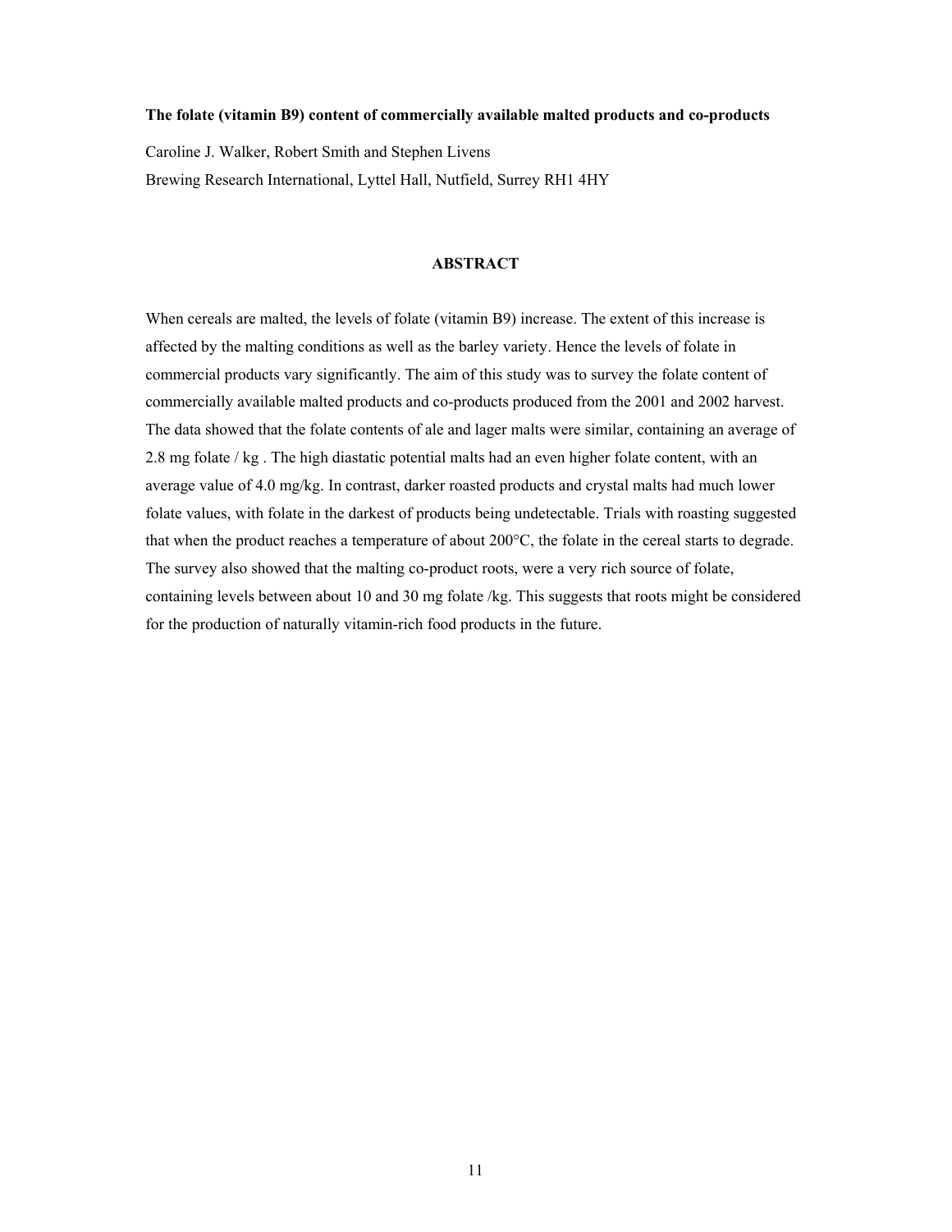**The folate (vitamin B9) content of commercially available malted products and co-products**

Caroline J. Walker, Robert Smith and Stephen Livens

Brewing Research International, Lyttel Hall, Nutfield, Surrey RH1 4HY

## ABSTRACT

When cereals are malted, the levels of folate (vitamin B9) increase. The extent of this increase is affected by the malting conditions as well as the barley variety. Hence the levels of folate in commercial products vary significantly. The aim of this study was to survey the folate content of commercially available malted products and co-products produced from the 2001 and 2002 harvest. The data showed that the folate contents of ale and lager malts were similar, containing an average of 2.8 mg folate / kg . The high diastatic potential malts had an even higher folate content, with an average value of 4.0 mg/kg. In contrast, darker roasted products and crystal malts had much lower folate values, with folate in the darkest of products being undetectable. Trials with roasting suggested that when the product reaches a temperature of about 200°C, the folate in the cereal starts to degrade. The survey also showed that the malting co-product roots, were a very rich source of folate, containing levels between about 10 and 30 mg folate /kg. This suggests that roots might be considered for the production of naturally vitamin-rich food products in the future.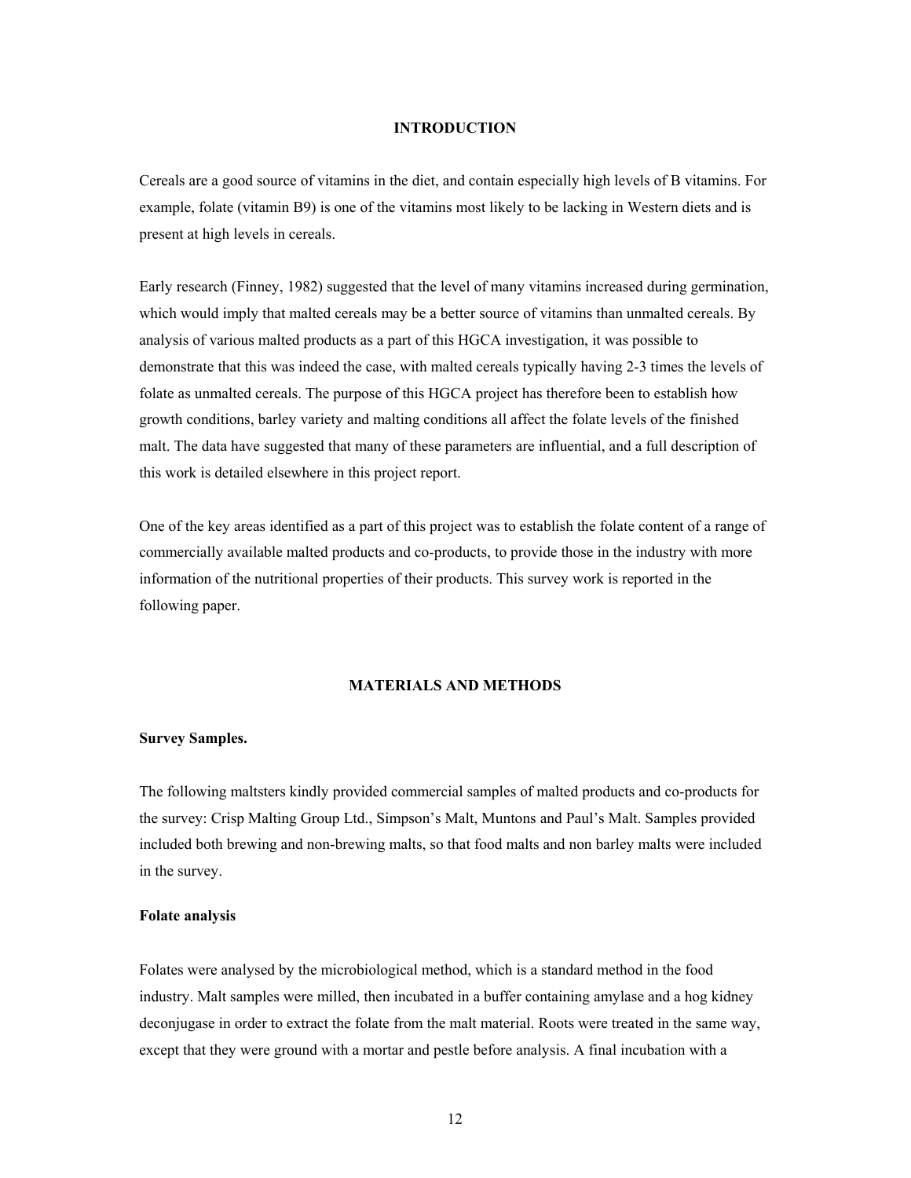## INTRODUCTION

Cereals are a good source of vitamins in the diet, and contain especially high levels of B vitamins. For example, folate (vitamin B9) is one of the vitamins most likely to be lacking in Western diets and is present at high levels in cereals.

Early research (Finney, 1982) suggested that the level of many vitamins increased during germination, which would imply that malted cereals may be a better source of vitamins than unmalted cereals. By analysis of various malted products as a part of this HGCA investigation, it was possible to demonstrate that this was indeed the case, with malted cereals typically having 2-3 times the levels of folate as unmalted cereals. The purpose of this HGCA project has therefore been to establish how growth conditions, barley variety and malting conditions all affect the folate levels of the finished malt. The data have suggested that many of these parameters are influential, and a full description of this work is detailed elsewhere in this project report.

One of the key areas identified as a part of this project was to establish the folate content of a range of commercially available malted products and co-products, to provide those in the industry with more information of the nutritional properties of their products. This survey work is reported in the following paper.

## MATERIALS AND METHODS

### Survey Samples.

The following maltsters kindly provided commercial samples of malted products and co-products for the survey: Crisp Malting Group Ltd., Simpson's Malt, Muntons and Paul's Malt. Samples provided included both brewing and non-brewing malts, so that food malts and non barley malts were included in the survey.

### Folate analysis

Folates were analysed by the microbiological method, which is a standard method in the food industry. Malt samples were milled, then incubated in a buffer containing amylase and a hog kidney deconjugase in order to extract the folate from the malt material. Roots were treated in the same way, except that they were ground with a mortar and pestle before analysis. A final incubation with a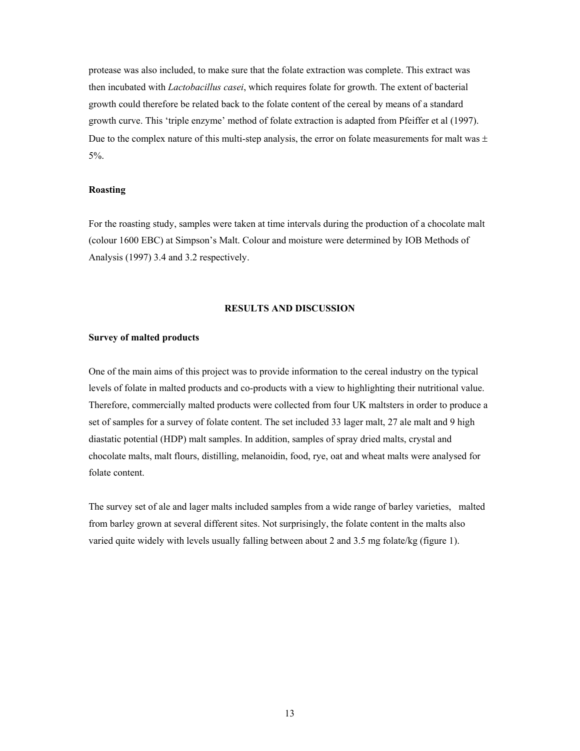protease was also included, to make sure that the folate extraction was complete. This extract was then incubated with *Lactobacillus casei*, which requires folate for growth. The extent of bacterial growth could therefore be related back to the folate content of the cereal by means of a standard growth curve. This 'triple enzyme' method of folate extraction is adapted from Pfeiffer et al (1997). Due to the complex nature of this multi-step analysis, the error on folate measurements for malt was ± 5%.

### Roasting

For the roasting study, samples were taken at time intervals during the production of a chocolate malt (colour 1600 EBC) at Simpson's Malt. Colour and moisture were determined by IOB Methods of Analysis (1997) 3.4 and 3.2 respectively.

## RESULTS AND DISCUSSION

### Survey of malted products

One of the main aims of this project was to provide information to the cereal industry on the typical levels of folate in malted products and co-products with a view to highlighting their nutritional value. Therefore, commercially malted products were collected from four UK maltsters in order to produce a set of samples for a survey of folate content. The set included 33 lager malt, 27 ale malt and 9 high diastatic potential (HDP) malt samples. In addition, samples of spray dried malts, crystal and chocolate malts, malt flours, distilling, melanoidin, food, rye, oat and wheat malts were analysed for folate content.

The survey set of ale and lager malts included samples from a wide range of barley varieties, malted from barley grown at several different sites. Not surprisingly, the folate content in the malts also varied quite widely with levels usually falling between about 2 and 3.5 mg folate/kg (figure 1).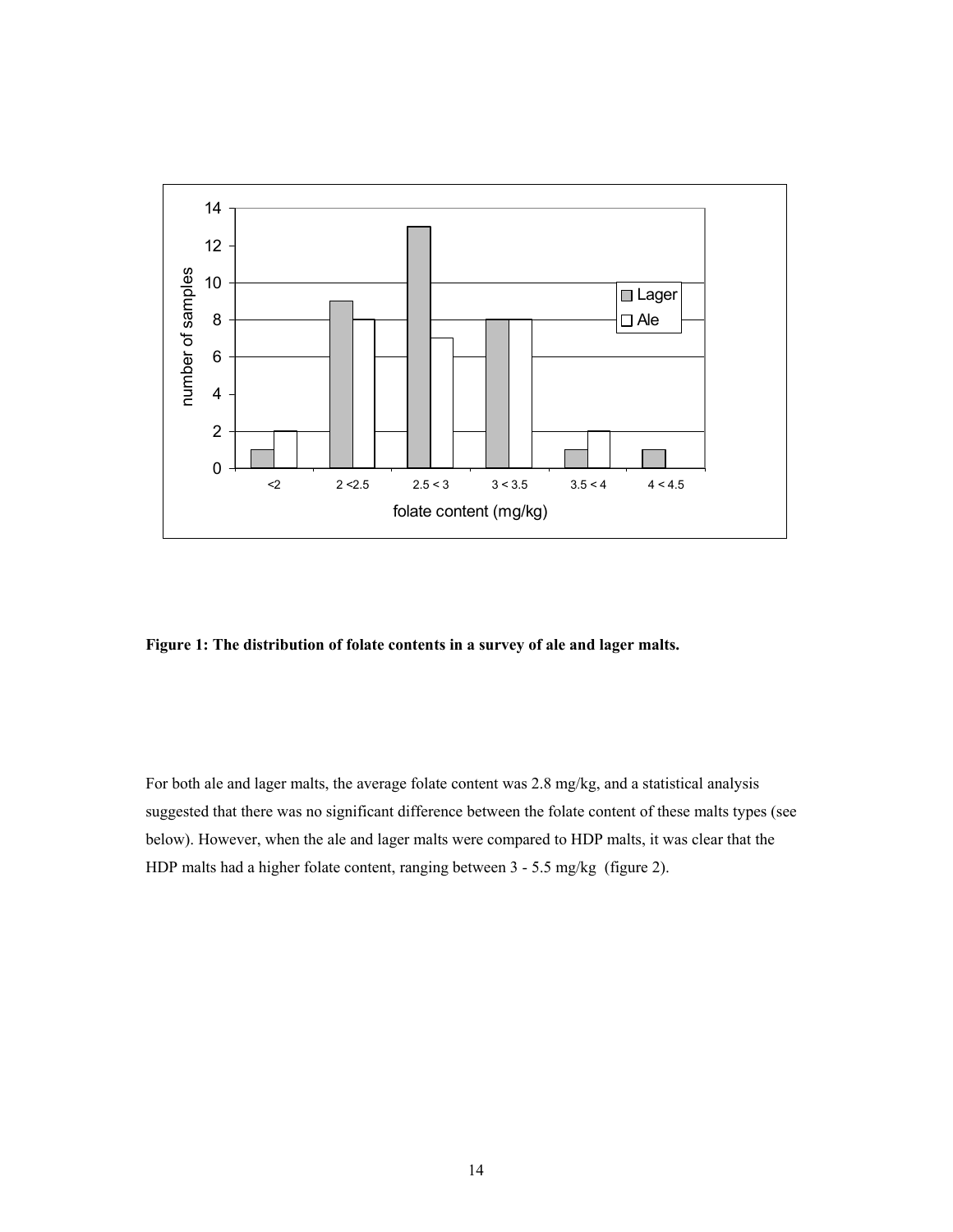**Figure 1: The distribution of folate contents in a survey of ale and lager malts.**

For both ale and lager malts, the average folate content was 2.8 mg/kg, and a statistical analysis suggested that there was no significant difference between the folate content of these malts types (see below). However, when the ale and lager malts were compared to HDP malts, it was clear that the HDP malts had a higher folate content, ranging between 3 - 5.5 mg/kg (figure 2).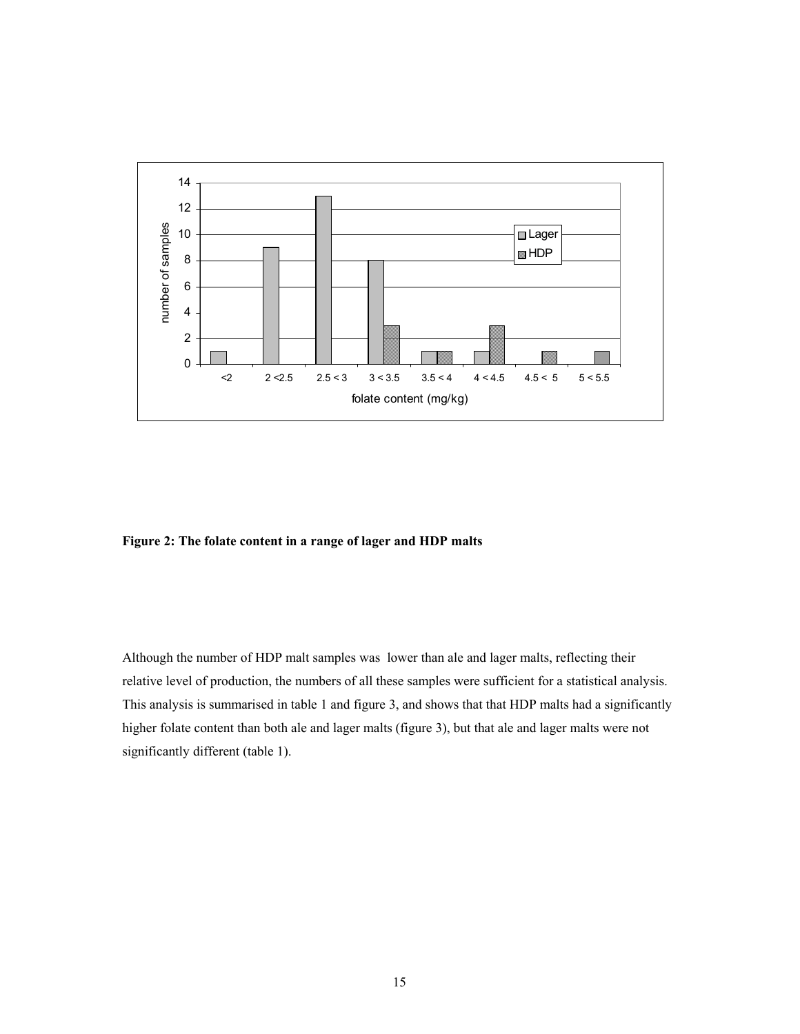**Figure 2: The folate content in a range of lager and HDP malts**

Although the number of HDP malt samples was lower than ale and lager malts, reflecting their relative level of production, the numbers of all these samples were sufficient for a statistical analysis. This analysis is summarised in table 1 and figure 3, and shows that that HDP malts had a significantly higher folate content than both ale and lager malts (figure 3), but that ale and lager malts were not significantly different (table 1).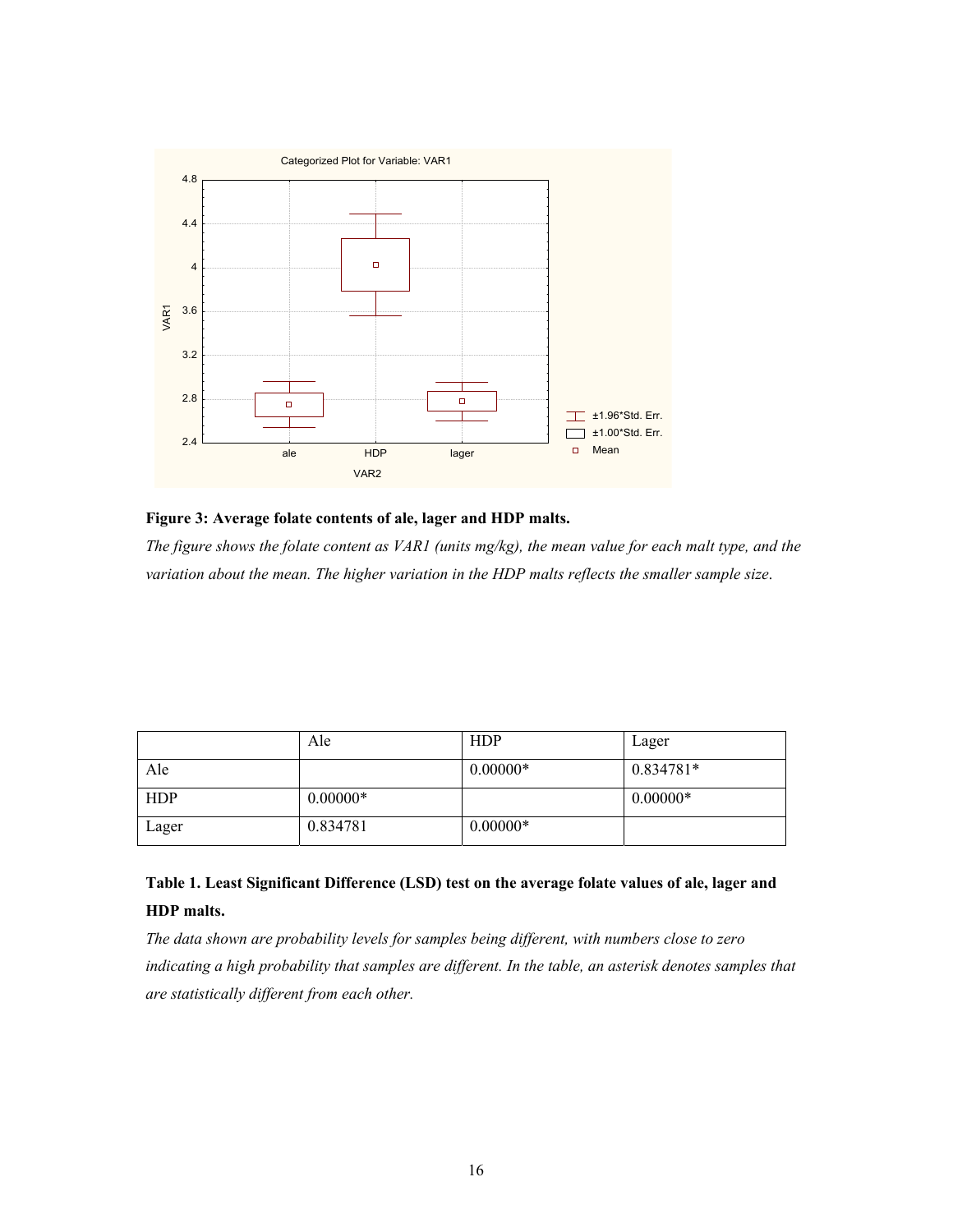**Figure 3: Average folate contents of ale, lager and HDP malts.**

*The figure shows the folate content as VAR1 (units mg/kg), the mean value for each malt type, and the variation about the mean. The higher variation in the HDP malts reflects the smaller sample size.*

| | Ale | HDP | Lager |
|---|---|---|---|
| Ale | | 0.00000* | 0.834781* |
| HDP | 0.00000* | | 0.00000* |
| Lager | 0.834781 | 0.00000* | |

**Table 1. Least Significant Difference (LSD) test on the average folate values of ale, lager and HDP malts.**

*The data shown are probability levels for samples being different, with numbers close to zero indicating a high probability that samples are different. In the table, an asterisk denotes samples that are statistically different from each other.*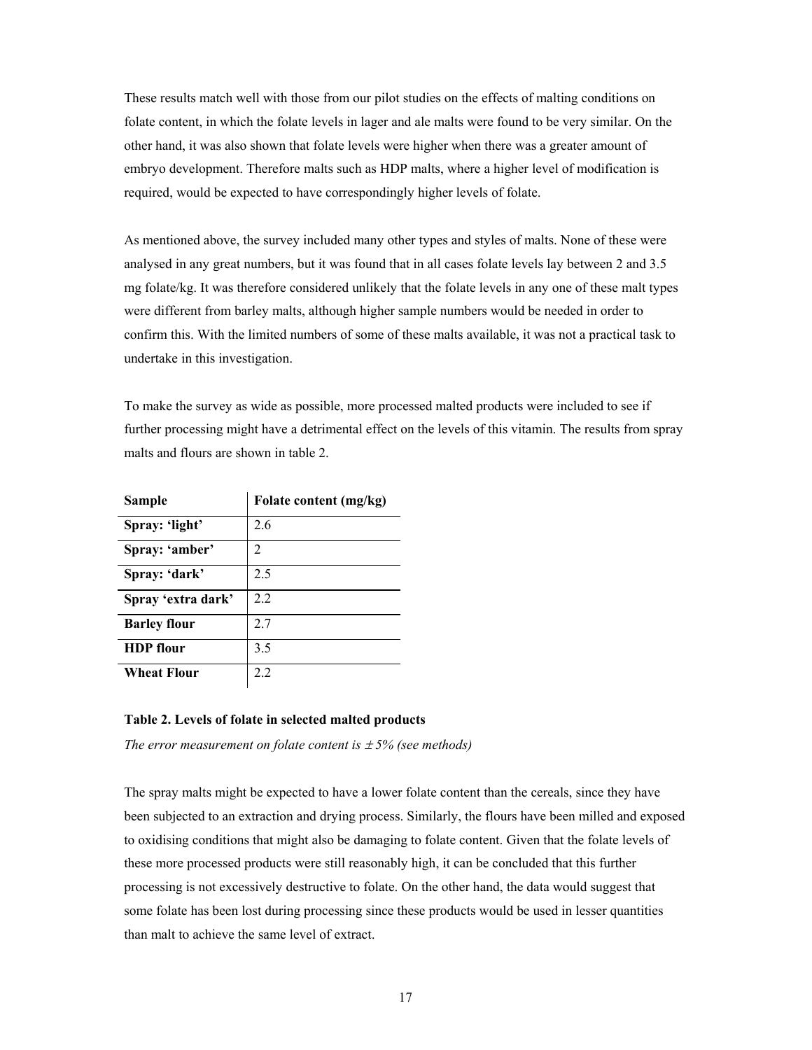These results match well with those from our pilot studies on the effects of malting conditions on folate content, in which the folate levels in lager and ale malts were found to be very similar. On the other hand, it was also shown that folate levels were higher when there was a greater amount of embryo development. Therefore malts such as HDP malts, where a higher level of modification is required, would be expected to have correspondingly higher levels of folate.

As mentioned above, the survey included many other types and styles of malts. None of these were analysed in any great numbers, but it was found that in all cases folate levels lay between 2 and 3.5 mg folate/kg. It was therefore considered unlikely that the folate levels in any one of these malt types were different from barley malts, although higher sample numbers would be needed in order to confirm this. With the limited numbers of some of these malts available, it was not a practical task to undertake in this investigation.

To make the survey as wide as possible, more processed malted products were included to see if further processing might have a detrimental effect on the levels of this vitamin. The results from spray malts and flours are shown in table 2.

| Sample | Folate content (mg/kg) |
|---|---|
| **Spray: 'light'** | 2.6 |
| **Spray: 'amber'** | 2 |
| **Spray: 'dark'** | 2.5 |
| **Spray 'extra dark'** | 2.2 |
| **Barley flour** | 2.7 |
| **HDP flour** | 3.5 |
| **Wheat Flour** | 2.2 |

**Table 2. Levels of folate in selected malted products**

*The error measurement on folate content is ± 5% (see methods)*

The spray malts might be expected to have a lower folate content than the cereals, since they have been subjected to an extraction and drying process. Similarly, the flours have been milled and exposed to oxidising conditions that might also be damaging to folate content. Given that the folate levels of these more processed products were still reasonably high, it can be concluded that this further processing is not excessively destructive to folate. On the other hand, the data would suggest that some folate has been lost during processing since these products would be used in lesser quantities than malt to achieve the same level of extract.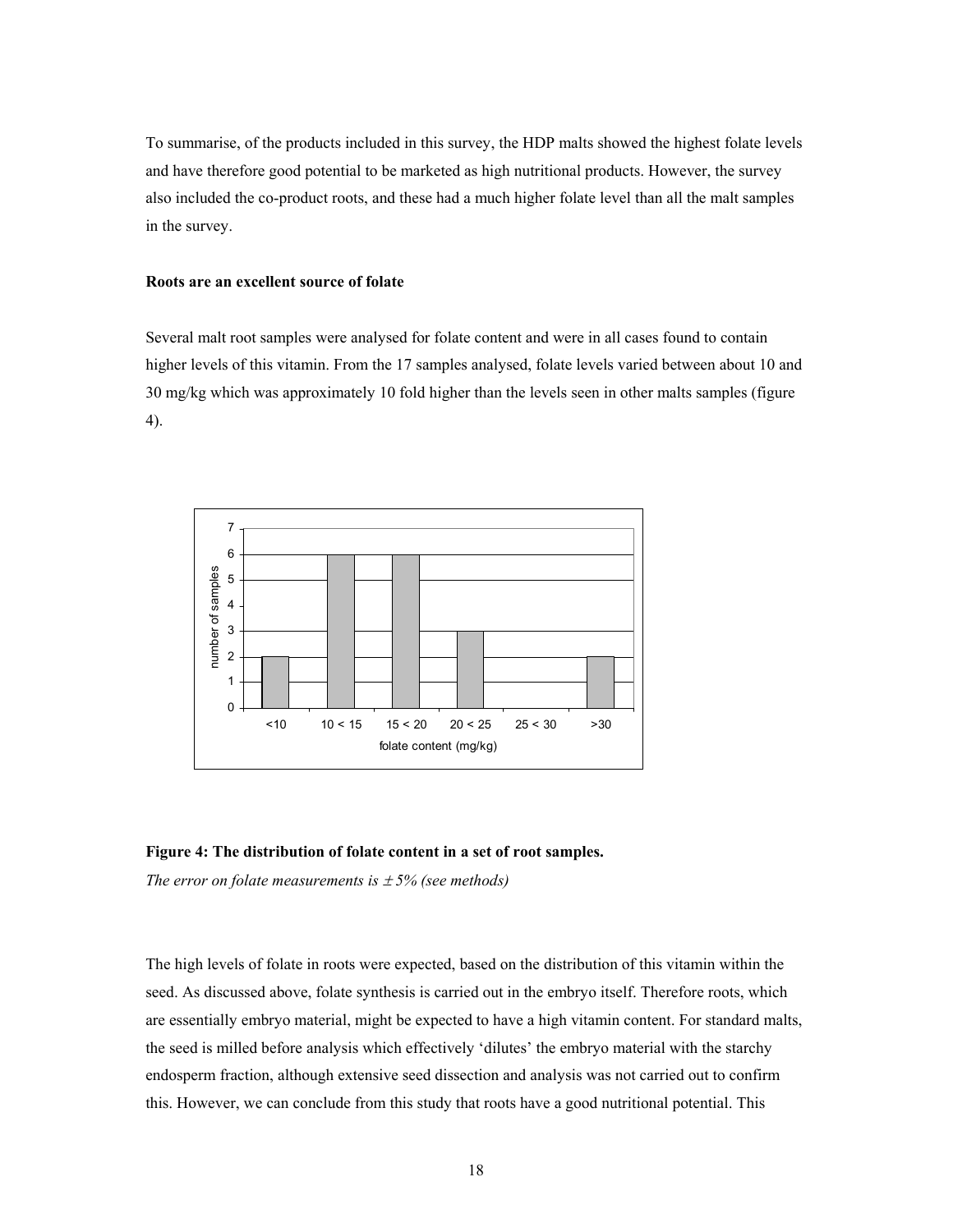To summarise, of the products included in this survey, the HDP malts showed the highest folate levels and have therefore good potential to be marketed as high nutritional products. However, the survey also included the co-product roots, and these had a much higher folate level than all the malt samples in the survey.

**Roots are an excellent source of folate**

Several malt root samples were analysed for folate content and were in all cases found to contain higher levels of this vitamin. From the 17 samples analysed, folate levels varied between about 10 and 30 mg/kg which was approximately 10 fold higher than the levels seen in other malts samples (figure 4).

**Figure 4: The distribution of folate content in a set of root samples.**

*The error on folate measurements is ± 5% (see methods)*

The high levels of folate in roots were expected, based on the distribution of this vitamin within the seed. As discussed above, folate synthesis is carried out in the embryo itself. Therefore roots, which are essentially embryo material, might be expected to have a high vitamin content. For standard malts, the seed is milled before analysis which effectively 'dilutes' the embryo material with the starchy endosperm fraction, although extensive seed dissection and analysis was not carried out to confirm this. However, we can conclude from this study that roots have a good nutritional potential. This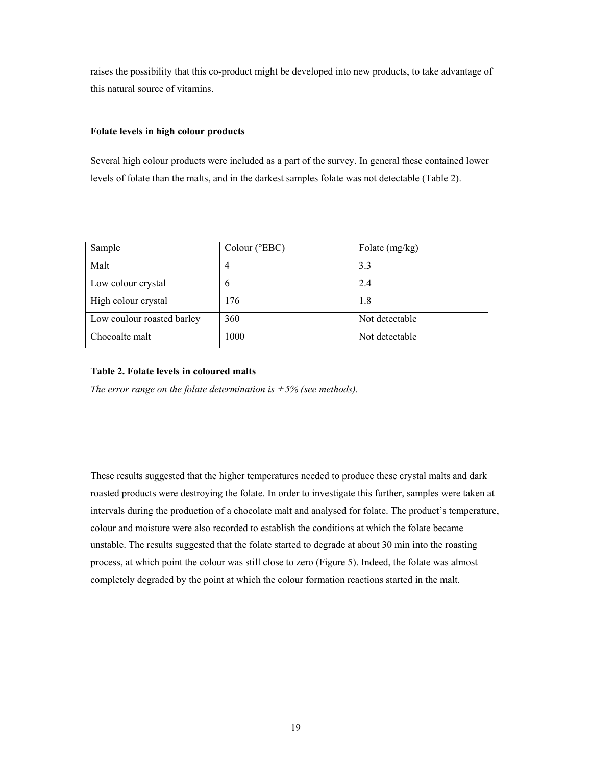raises the possibility that this co-product might be developed into new products, to take advantage of this natural source of vitamins.

**Folate levels in high colour products**

Several high colour products were included as a part of the survey. In general these contained lower levels of folate than the malts, and in the darkest samples folate was not detectable (Table 2).

| Sample | Colour (°EBC) | Folate (mg/kg) |
|---|---|---|
| Malt | 4 | 3.3 |
| Low colour crystal | 6 | 2.4 |
| High colour crystal | 176 | 1.8 |
| Low coulour roasted barley | 360 | Not detectable |
| Chocoalte malt | 1000 | Not detectable |

**Table 2. Folate levels in coloured malts**

*The error range on the folate determination is ± 5% (see methods).*

These results suggested that the higher temperatures needed to produce these crystal malts and dark roasted products were destroying the folate. In order to investigate this further, samples were taken at intervals during the production of a chocolate malt and analysed for folate. The product's temperature, colour and moisture were also recorded to establish the conditions at which the folate became unstable. The results suggested that the folate started to degrade at about 30 min into the roasting process, at which point the colour was still close to zero (Figure 5). Indeed, the folate was almost completely degraded by the point at which the colour formation reactions started in the malt.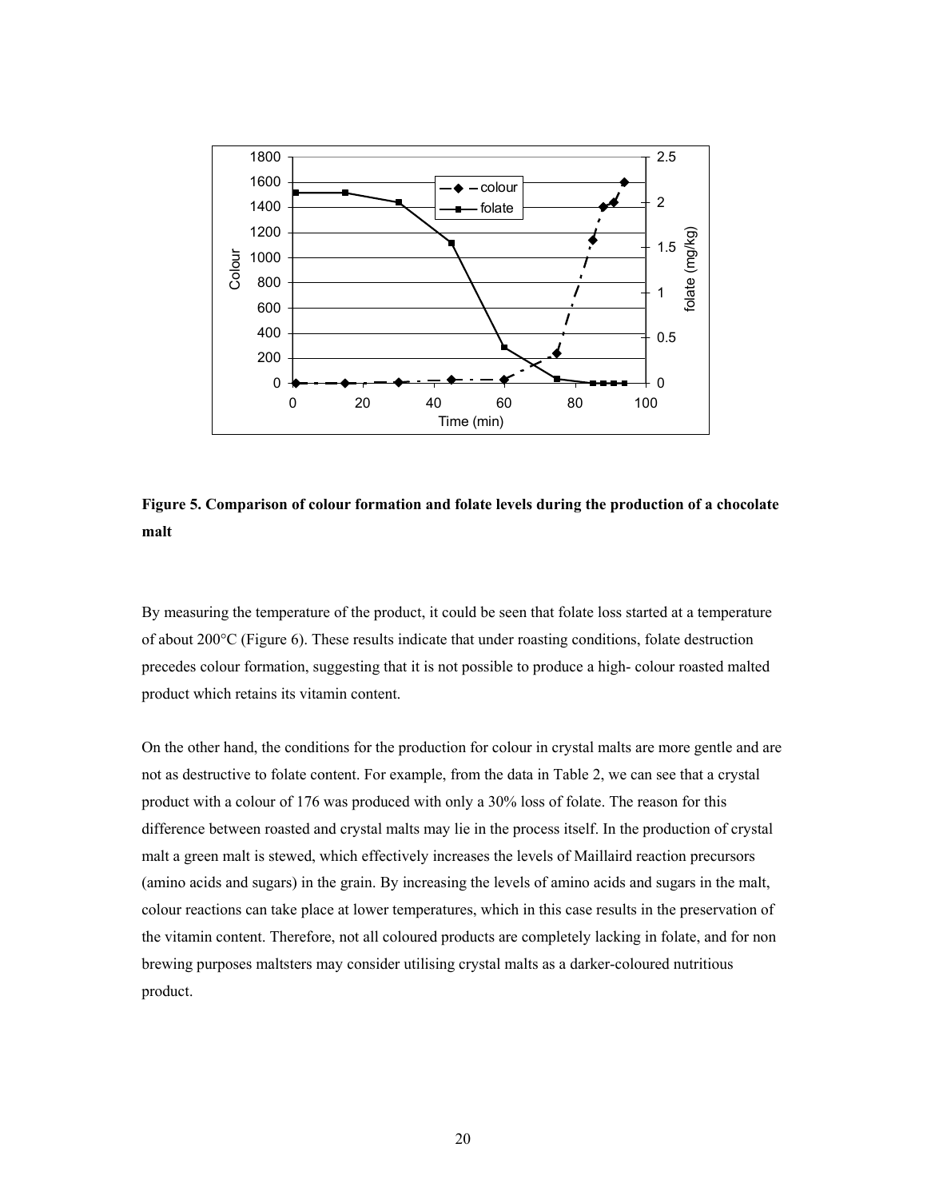**Figure 5. Comparison of colour formation and folate levels during the production of a chocolate malt**

By measuring the temperature of the product, it could be seen that folate loss started at a temperature of about 200°C (Figure 6). These results indicate that under roasting conditions, folate destruction precedes colour formation, suggesting that it is not possible to produce a high- colour roasted malted product which retains its vitamin content.

On the other hand, the conditions for the production for colour in crystal malts are more gentle and are not as destructive to folate content. For example, from the data in Table 2, we can see that a crystal product with a colour of 176 was produced with only a 30% loss of folate. The reason for this difference between roasted and crystal malts may lie in the process itself. In the production of crystal malt a green malt is stewed, which effectively increases the levels of Maillaird reaction precursors (amino acids and sugars) in the grain. By increasing the levels of amino acids and sugars in the malt, colour reactions can take place at lower temperatures, which in this case results in the preservation of the vitamin content. Therefore, not all coloured products are completely lacking in folate, and for non brewing purposes maltsters may consider utilising crystal malts as a darker-coloured nutritious product.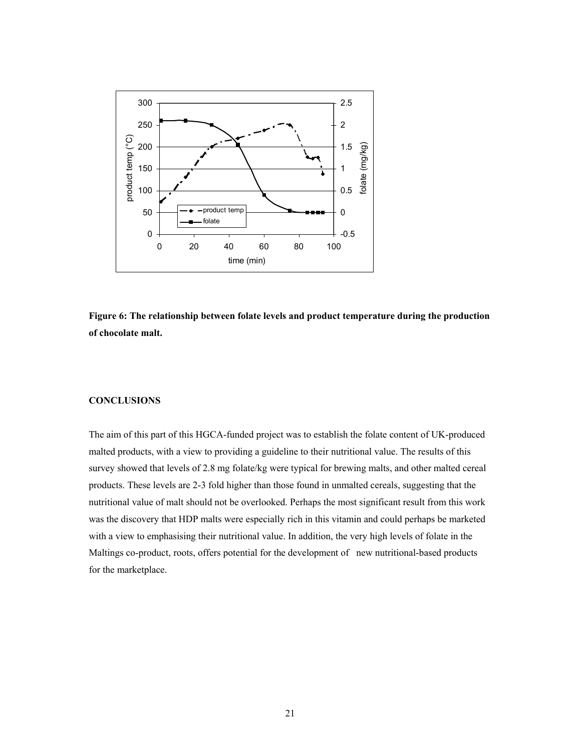**Figure 6: The relationship between folate levels and product temperature during the production of chocolate malt.**

## CONCLUSIONS

The aim of this part of this HGCA-funded project was to establish the folate content of UK-produced malted products, with a view to providing a guideline to their nutritional value. The results of this survey showed that levels of 2.8 mg folate/kg were typical for brewing malts, and other malted cereal products. These levels are 2-3 fold higher than those found in unmalted cereals, suggesting that the nutritional value of malt should not be overlooked. Perhaps the most significant result from this work was the discovery that HDP malts were especially rich in this vitamin and could perhaps be marketed with a view to emphasising their nutritional value. In addition, the very high levels of folate in the Maltings co-product, roots, offers potential for the development of new nutritional-based products for the marketplace.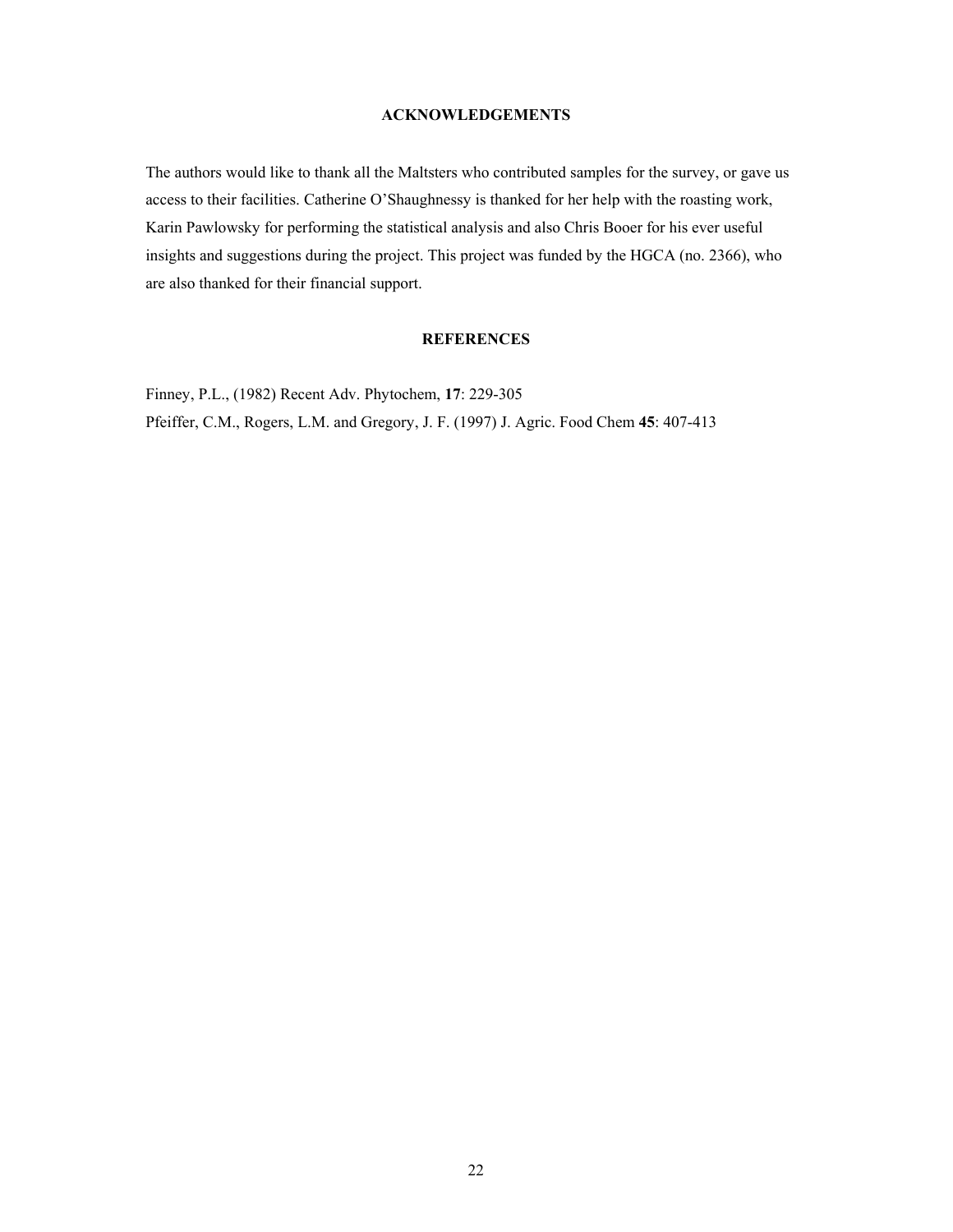## ACKNOWLEDGEMENTS

The authors would like to thank all the Maltsters who contributed samples for the survey, or gave us access to their facilities. Catherine O'Shaughnessy is thanked for her help with the roasting work, Karin Pawlowsky for performing the statistical analysis and also Chris Booer for his ever useful insights and suggestions during the project. This project was funded by the HGCA (no. 2366), who are also thanked for their financial support.

## REFERENCES

Finney, P.L., (1982) Recent Adv. Phytochem, **17**: 229-305

Pfeiffer, C.M., Rogers, L.M. and Gregory, J. F. (1997) J. Agric. Food Chem **45**: 407-413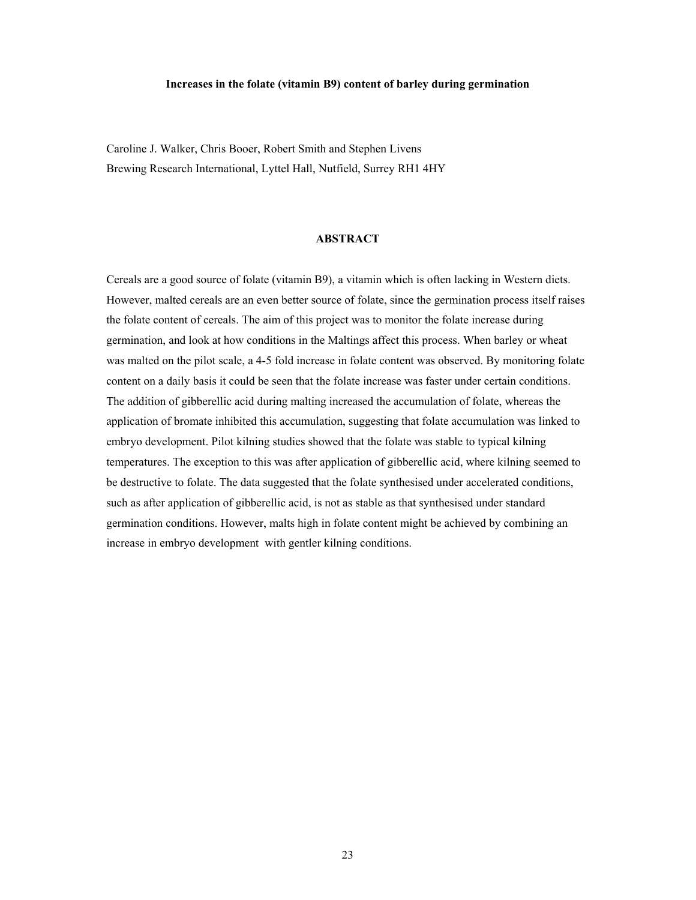# Increases in the folate (vitamin B9) content of barley during germination

Caroline J. Walker, Chris Booer, Robert Smith and Stephen Livens
Brewing Research International, Lyttel Hall, Nutfield, Surrey RH1 4HY

## ABSTRACT

Cereals are a good source of folate (vitamin B9), a vitamin which is often lacking in Western diets. However, malted cereals are an even better source of folate, since the germination process itself raises the folate content of cereals. The aim of this project was to monitor the folate increase during germination, and look at how conditions in the Maltings affect this process. When barley or wheat was malted on the pilot scale, a 4-5 fold increase in folate content was observed. By monitoring folate content on a daily basis it could be seen that the folate increase was faster under certain conditions. The addition of gibberellic acid during malting increased the accumulation of folate, whereas the application of bromate inhibited this accumulation, suggesting that folate accumulation was linked to embryo development. Pilot kilning studies showed that the folate was stable to typical kilning temperatures. The exception to this was after application of gibberellic acid, where kilning seemed to be destructive to folate. The data suggested that the folate synthesised under accelerated conditions, such as after application of gibberellic acid, is not as stable as that synthesised under standard germination conditions. However, malts high in folate content might be achieved by combining an increase in embryo development with gentler kilning conditions.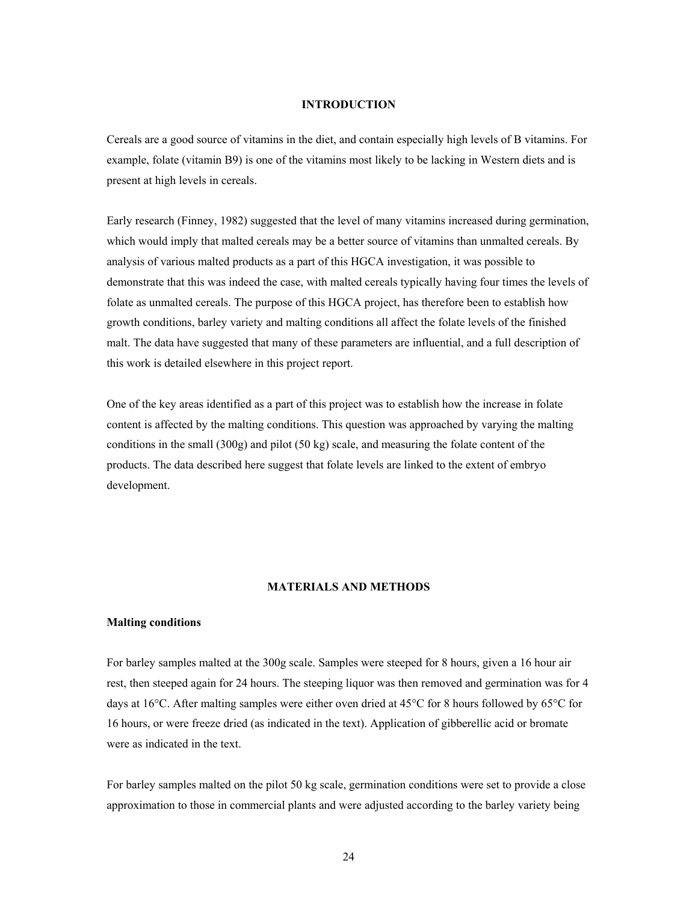## INTRODUCTION

Cereals are a good source of vitamins in the diet, and contain especially high levels of B vitamins. For example, folate (vitamin B9) is one of the vitamins most likely to be lacking in Western diets and is present at high levels in cereals.

Early research (Finney, 1982) suggested that the level of many vitamins increased during germination, which would imply that malted cereals may be a better source of vitamins than unmalted cereals. By analysis of various malted products as a part of this HGCA investigation, it was possible to demonstrate that this was indeed the case, with malted cereals typically having four times the levels of folate as unmalted cereals. The purpose of this HGCA project, has therefore been to establish how growth conditions, barley variety and malting conditions all affect the folate levels of the finished malt. The data have suggested that many of these parameters are influential, and a full description of this work is detailed elsewhere in this project report.

One of the key areas identified as a part of this project was to establish how the increase in folate content is affected by the malting conditions. This question was approached by varying the malting conditions in the small (300g) and pilot (50 kg) scale, and measuring the folate content of the products. The data described here suggest that folate levels are linked to the extent of embryo development.

## MATERIALS AND METHODS

### Malting conditions

For barley samples malted at the 300g scale. Samples were steeped for 8 hours, given a 16 hour air rest, then steeped again for 24 hours. The steeping liquor was then removed and germination was for 4 days at 16°C. After malting samples were either oven dried at 45°C for 8 hours followed by 65°C for 16 hours, or were freeze dried (as indicated in the text). Application of gibberellic acid or bromate were as indicated in the text.

For barley samples malted on the pilot 50 kg scale, germination conditions were set to provide a close approximation to those in commercial plants and were adjusted according to the barley variety being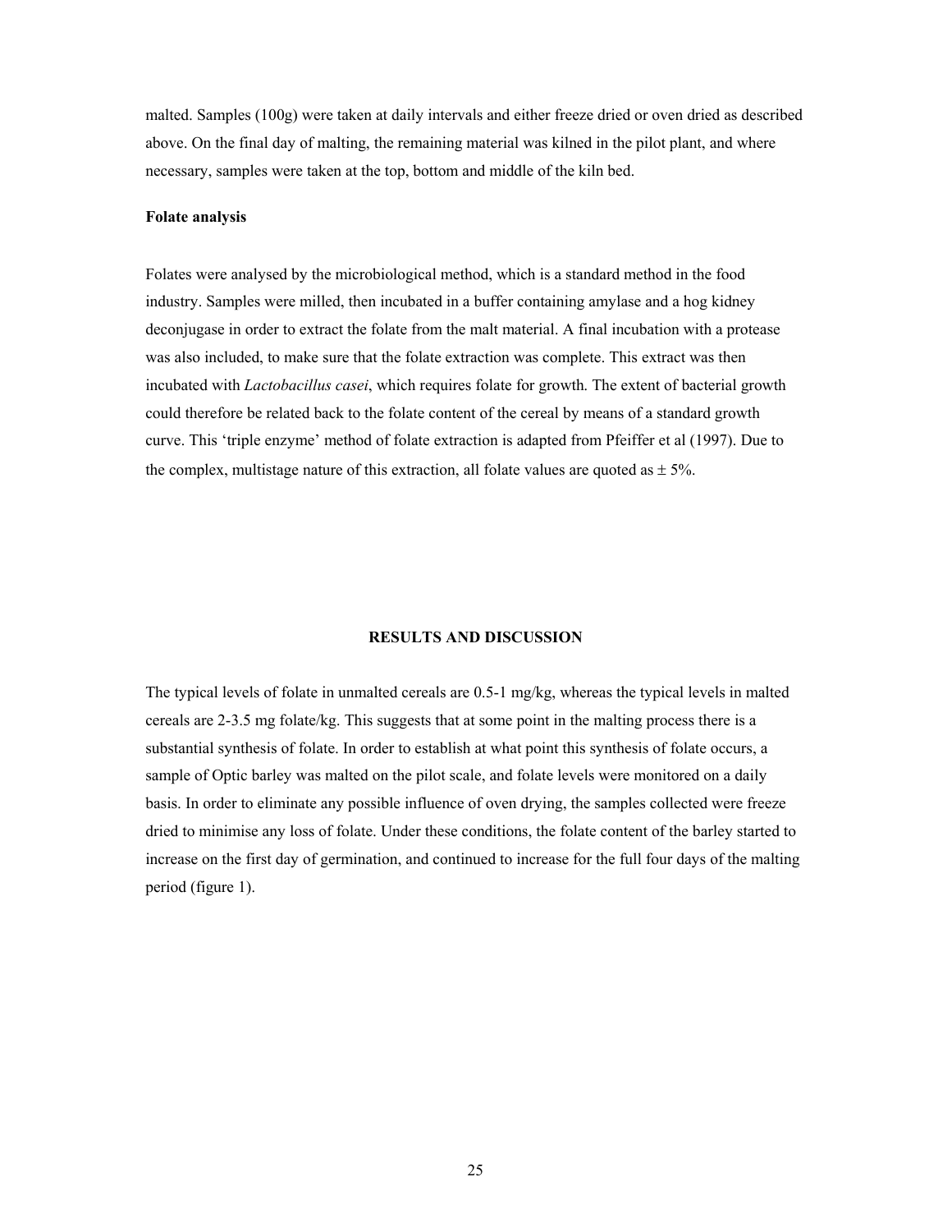malted. Samples (100g) were taken at daily intervals and either freeze dried or oven dried as described above. On the final day of malting, the remaining material was kilned in the pilot plant, and where necessary, samples were taken at the top, bottom and middle of the kiln bed.

**Folate analysis**

Folates were analysed by the microbiological method, which is a standard method in the food industry. Samples were milled, then incubated in a buffer containing amylase and a hog kidney deconjugase in order to extract the folate from the malt material. A final incubation with a protease was also included, to make sure that the folate extraction was complete. This extract was then incubated with *Lactobacillus casei*, which requires folate for growth. The extent of bacterial growth could therefore be related back to the folate content of the cereal by means of a standard growth curve. This 'triple enzyme' method of folate extraction is adapted from Pfeiffer et al (1997). Due to the complex, multistage nature of this extraction, all folate values are quoted as ± 5%.

## RESULTS AND DISCUSSION

The typical levels of folate in unmalted cereals are 0.5-1 mg/kg, whereas the typical levels in malted cereals are 2-3.5 mg folate/kg. This suggests that at some point in the malting process there is a substantial synthesis of folate. In order to establish at what point this synthesis of folate occurs, a sample of Optic barley was malted on the pilot scale, and folate levels were monitored on a daily basis. In order to eliminate any possible influence of oven drying, the samples collected were freeze dried to minimise any loss of folate. Under these conditions, the folate content of the barley started to increase on the first day of germination, and continued to increase for the full four days of the malting period (figure 1).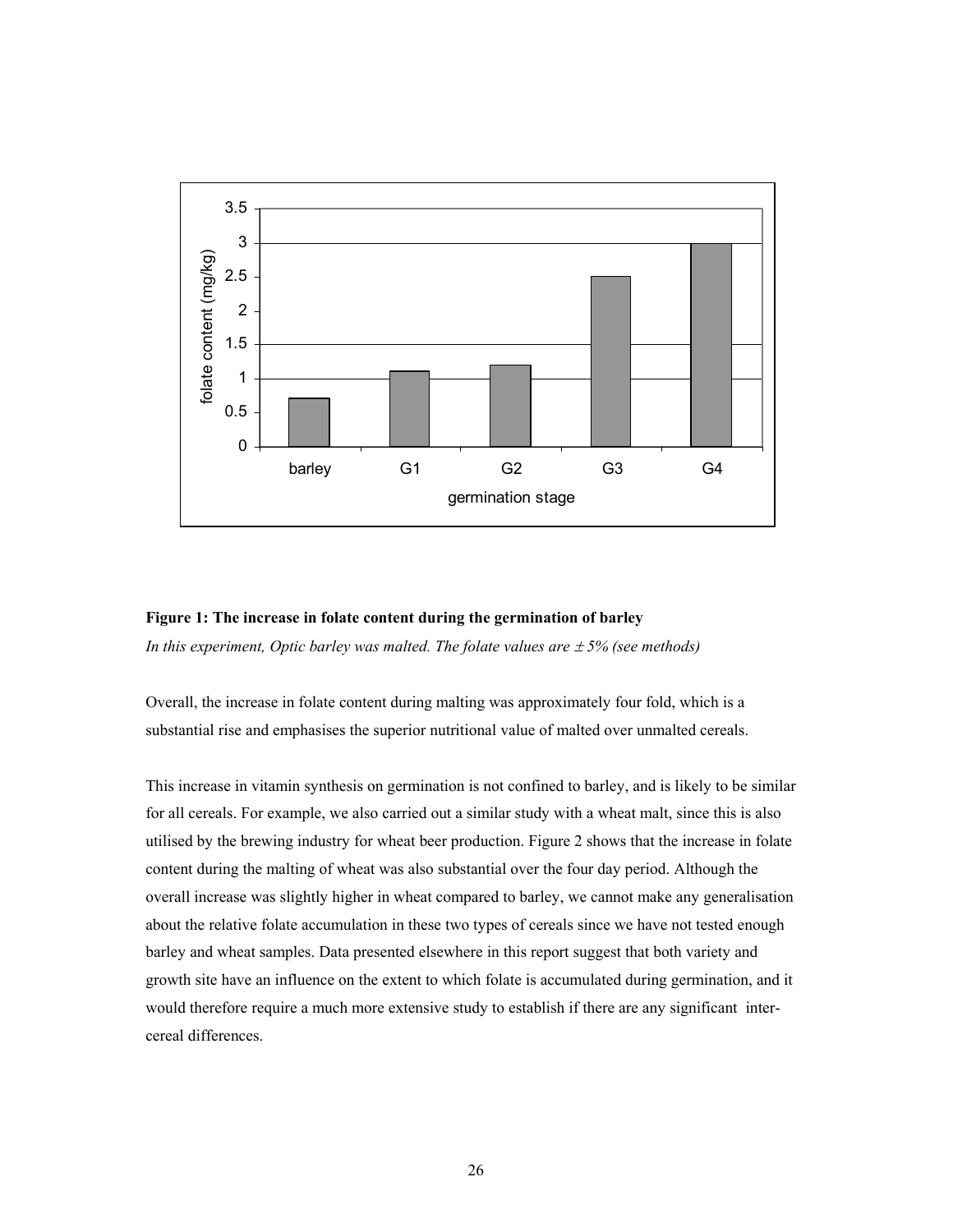**Figure 1: The increase in folate content during the germination of barley**

*In this experiment, Optic barley was malted. The folate values are ± 5% (see methods)*

Overall, the increase in folate content during malting was approximately four fold, which is a substantial rise and emphasises the superior nutritional value of malted over unmalted cereals.

This increase in vitamin synthesis on germination is not confined to barley, and is likely to be similar for all cereals. For example, we also carried out a similar study with a wheat malt, since this is also utilised by the brewing industry for wheat beer production. Figure 2 shows that the increase in folate content during the malting of wheat was also substantial over the four day period. Although the overall increase was slightly higher in wheat compared to barley, we cannot make any generalisation about the relative folate accumulation in these two types of cereals since we have not tested enough barley and wheat samples. Data presented elsewhere in this report suggest that both variety and growth site have an influence on the extent to which folate is accumulated during germination, and it would therefore require a much more extensive study to establish if there are any significant inter-cereal differences.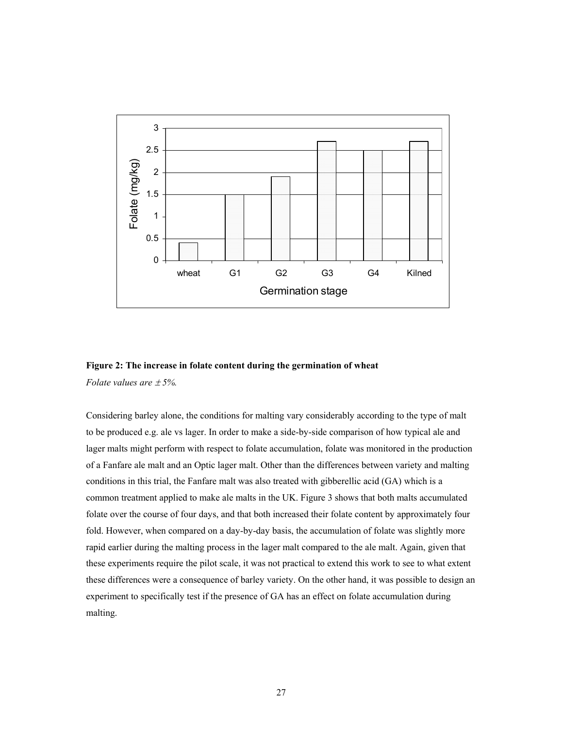**Figure 2: The increase in folate content during the germination of wheat**

*Folate values are ± 5%.*

Considering barley alone, the conditions for malting vary considerably according to the type of malt to be produced e.g. ale vs lager. In order to make a side-by-side comparison of how typical ale and lager malts might perform with respect to folate accumulation, folate was monitored in the production of a Fanfare ale malt and an Optic lager malt. Other than the differences between variety and malting conditions in this trial, the Fanfare malt was also treated with gibberellic acid (GA) which is a common treatment applied to make ale malts in the UK. Figure 3 shows that both malts accumulated folate over the course of four days, and that both increased their folate content by approximately four fold. However, when compared on a day-by-day basis, the accumulation of folate was slightly more rapid earlier during the malting process in the lager malt compared to the ale malt. Again, given that these experiments require the pilot scale, it was not practical to extend this work to see to what extent these differences were a consequence of barley variety. On the other hand, it was possible to design an experiment to specifically test if the presence of GA has an effect on folate accumulation during malting.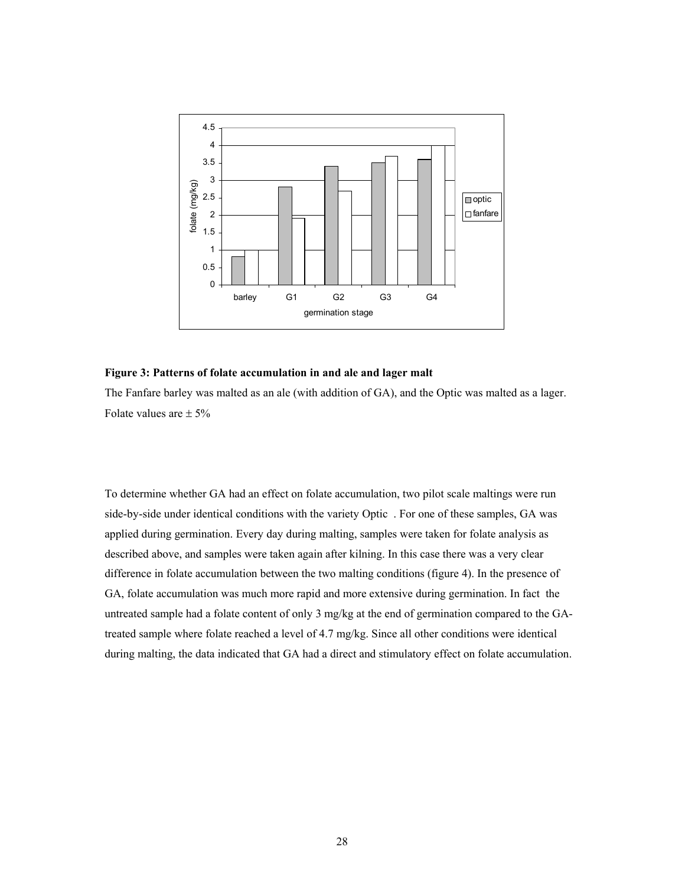**Figure 3: Patterns of folate accumulation in and ale and lager malt**

The Fanfare barley was malted as an ale (with addition of GA), and the Optic was malted as a lager. Folate values are ± 5%

To determine whether GA had an effect on folate accumulation, two pilot scale maltings were run side-by-side under identical conditions with the variety Optic . For one of these samples, GA was applied during germination. Every day during malting, samples were taken for folate analysis as described above, and samples were taken again after kilning. In this case there was a very clear difference in folate accumulation between the two malting conditions (figure 4). In the presence of GA, folate accumulation was much more rapid and more extensive during germination. In fact the untreated sample had a folate content of only 3 mg/kg at the end of germination compared to the GA-treated sample where folate reached a level of 4.7 mg/kg. Since all other conditions were identical during malting, the data indicated that GA had a direct and stimulatory effect on folate accumulation.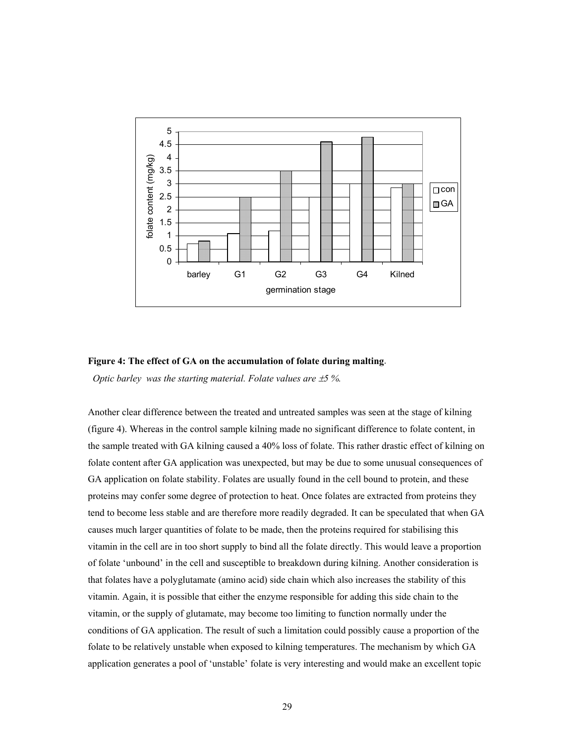**Figure 4: The effect of GA on the accumulation of folate during malting**.

*Optic barley was the starting material. Folate values are ±5 %.*

Another clear difference between the treated and untreated samples was seen at the stage of kilning (figure 4). Whereas in the control sample kilning made no significant difference to folate content, in the sample treated with GA kilning caused a 40% loss of folate. This rather drastic effect of kilning on folate content after GA application was unexpected, but may be due to some unusual consequences of GA application on folate stability. Folates are usually found in the cell bound to protein, and these proteins may confer some degree of protection to heat. Once folates are extracted from proteins they tend to become less stable and are therefore more readily degraded. It can be speculated that when GA causes much larger quantities of folate to be made, then the proteins required for stabilising this vitamin in the cell are in too short supply to bind all the folate directly. This would leave a proportion of folate 'unbound' in the cell and susceptible to breakdown during kilning. Another consideration is that folates have a polyglutamate (amino acid) side chain which also increases the stability of this vitamin. Again, it is possible that either the enzyme responsible for adding this side chain to the vitamin, or the supply of glutamate, may become too limiting to function normally under the conditions of GA application. The result of such a limitation could possibly cause a proportion of the folate to be relatively unstable when exposed to kilning temperatures. The mechanism by which GA application generates a pool of 'unstable' folate is very interesting and would make an excellent topic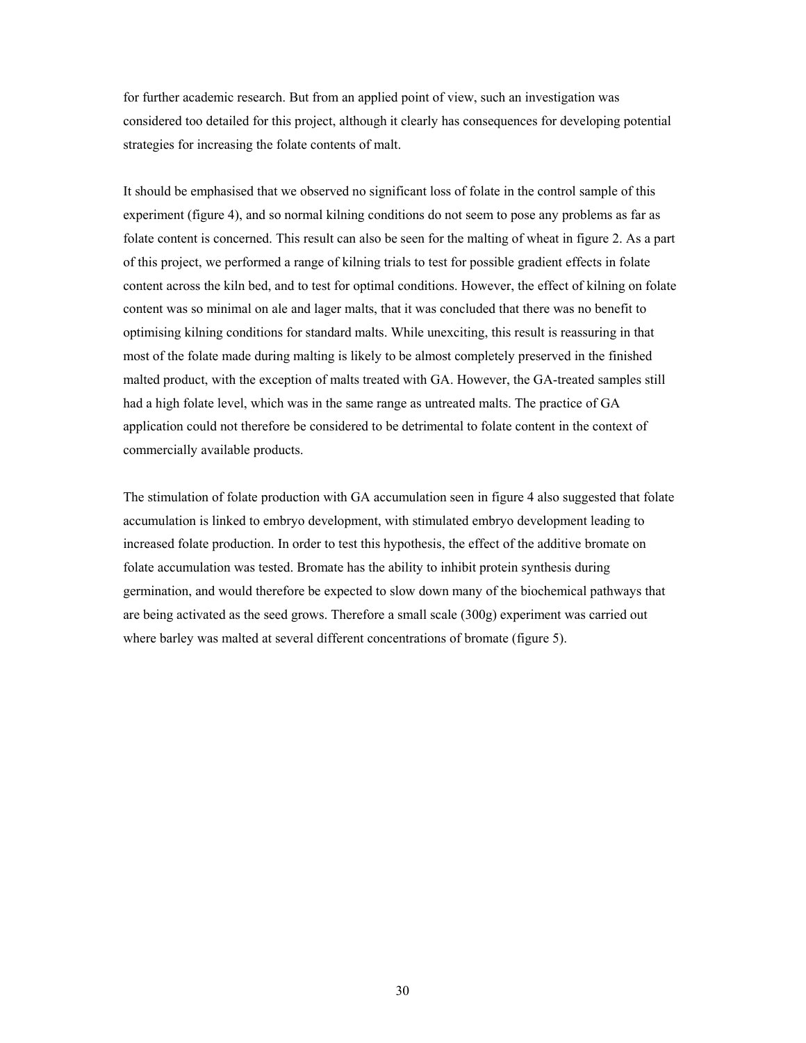for further academic research. But from an applied point of view, such an investigation was considered too detailed for this project, although it clearly has consequences for developing potential strategies for increasing the folate contents of malt.

It should be emphasised that we observed no significant loss of folate in the control sample of this experiment (figure 4), and so normal kilning conditions do not seem to pose any problems as far as folate content is concerned. This result can also be seen for the malting of wheat in figure 2. As a part of this project, we performed a range of kilning trials to test for possible gradient effects in folate content across the kiln bed, and to test for optimal conditions. However, the effect of kilning on folate content was so minimal on ale and lager malts, that it was concluded that there was no benefit to optimising kilning conditions for standard malts. While unexciting, this result is reassuring in that most of the folate made during malting is likely to be almost completely preserved in the finished malted product, with the exception of malts treated with GA. However, the GA-treated samples still had a high folate level, which was in the same range as untreated malts. The practice of GA application could not therefore be considered to be detrimental to folate content in the context of commercially available products.

The stimulation of folate production with GA accumulation seen in figure 4 also suggested that folate accumulation is linked to embryo development, with stimulated embryo development leading to increased folate production. In order to test this hypothesis, the effect of the additive bromate on folate accumulation was tested. Bromate has the ability to inhibit protein synthesis during germination, and would therefore be expected to slow down many of the biochemical pathways that are being activated as the seed grows. Therefore a small scale (300g) experiment was carried out where barley was malted at several different concentrations of bromate (figure 5).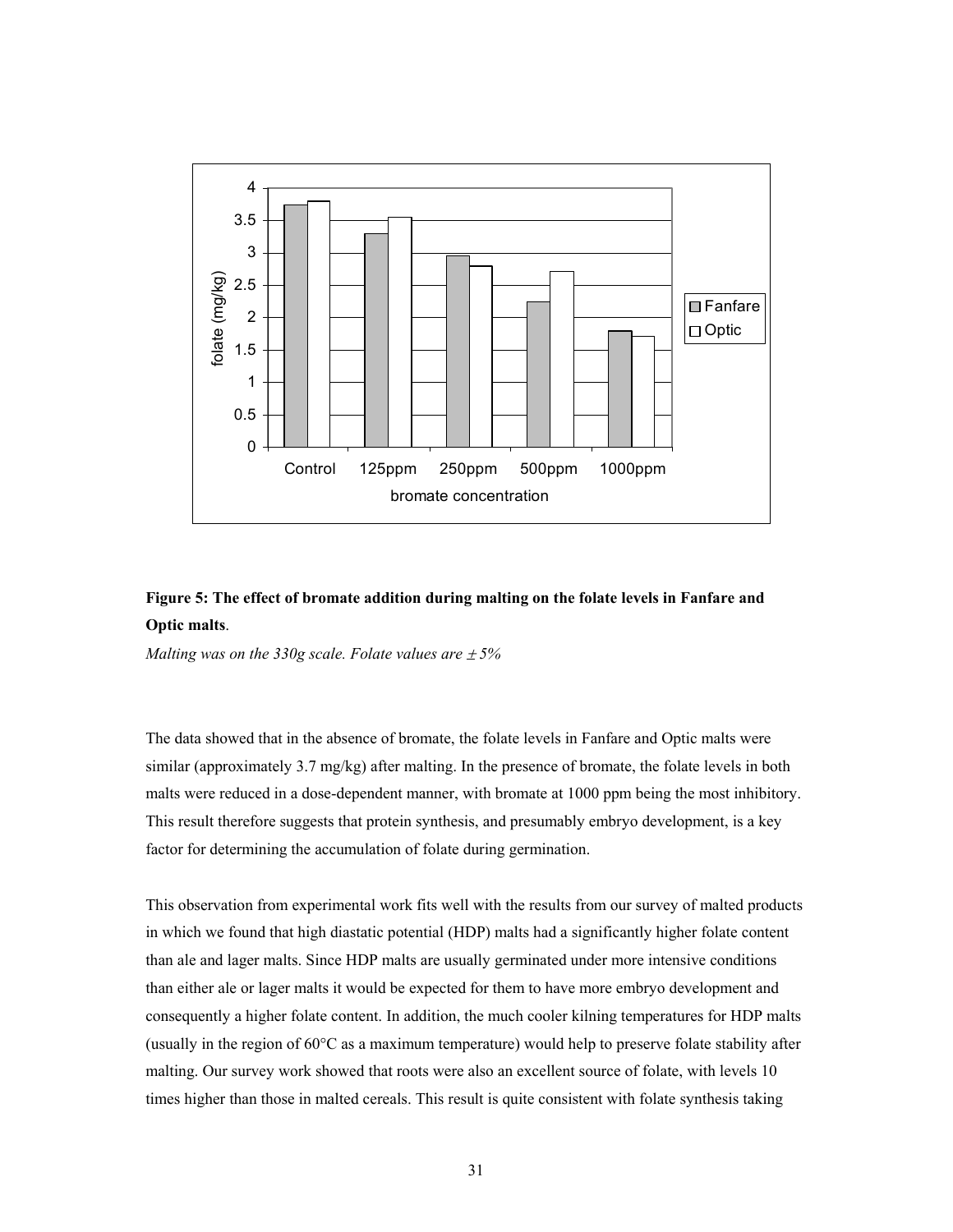**Figure 5: The effect of bromate addition during malting on the folate levels in Fanfare and Optic malts**.

*Malting was on the 330g scale. Folate values are ± 5%*

The data showed that in the absence of bromate, the folate levels in Fanfare and Optic malts were similar (approximately 3.7 mg/kg) after malting. In the presence of bromate, the folate levels in both malts were reduced in a dose-dependent manner, with bromate at 1000 ppm being the most inhibitory. This result therefore suggests that protein synthesis, and presumably embryo development, is a key factor for determining the accumulation of folate during germination.

This observation from experimental work fits well with the results from our survey of malted products in which we found that high diastatic potential (HDP) malts had a significantly higher folate content than ale and lager malts. Since HDP malts are usually germinated under more intensive conditions than either ale or lager malts it would be expected for them to have more embryo development and consequently a higher folate content. In addition, the much cooler kilning temperatures for HDP malts (usually in the region of 60°C as a maximum temperature) would help to preserve folate stability after malting. Our survey work showed that roots were also an excellent source of folate, with levels 10 times higher than those in malted cereals. This result is quite consistent with folate synthesis taking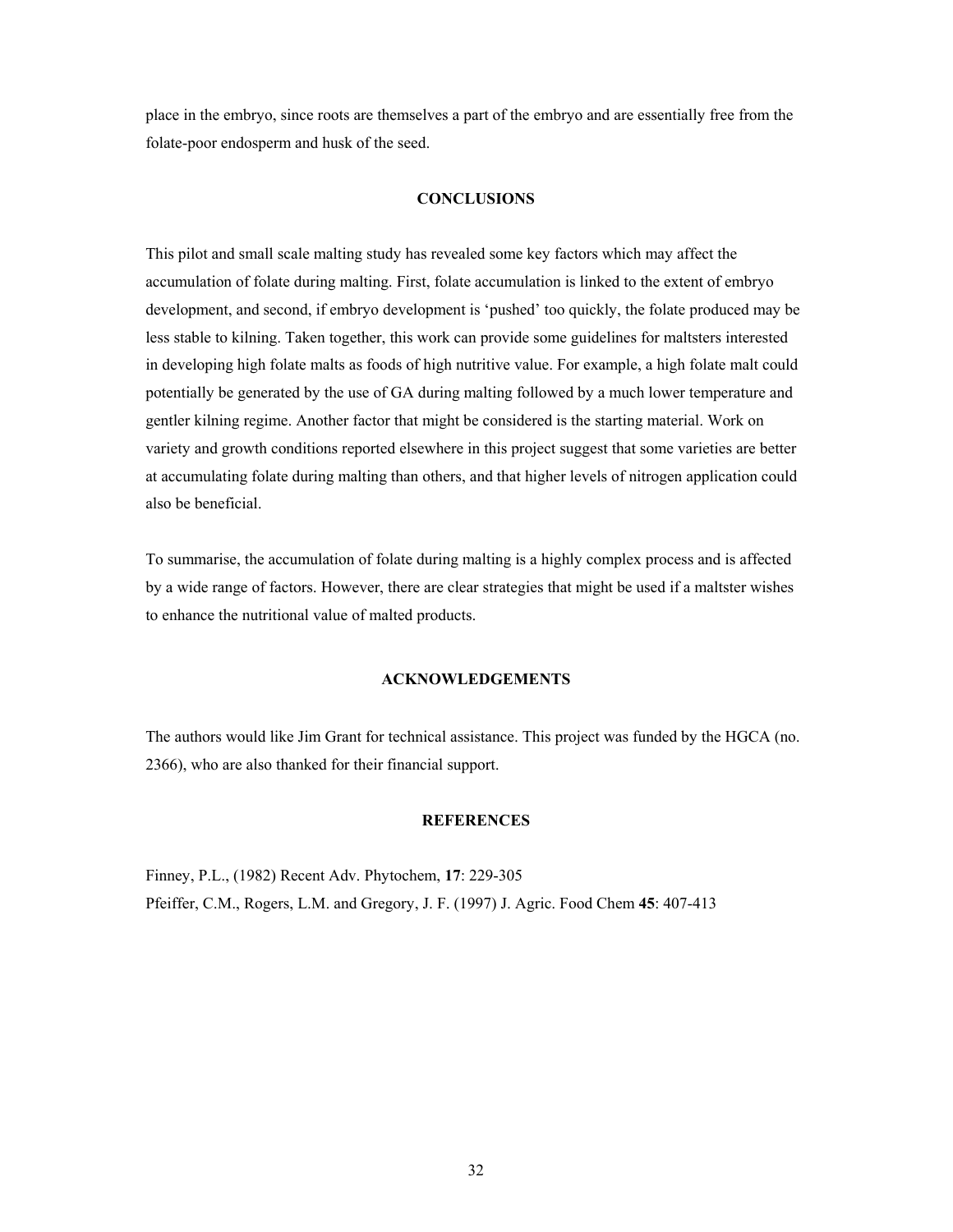place in the embryo, since roots are themselves a part of the embryo and are essentially free from the folate-poor endosperm and husk of the seed.

## CONCLUSIONS

This pilot and small scale malting study has revealed some key factors which may affect the accumulation of folate during malting. First, folate accumulation is linked to the extent of embryo development, and second, if embryo development is 'pushed' too quickly, the folate produced may be less stable to kilning. Taken together, this work can provide some guidelines for maltsters interested in developing high folate malts as foods of high nutritive value. For example, a high folate malt could potentially be generated by the use of GA during malting followed by a much lower temperature and gentler kilning regime. Another factor that might be considered is the starting material. Work on variety and growth conditions reported elsewhere in this project suggest that some varieties are better at accumulating folate during malting than others, and that higher levels of nitrogen application could also be beneficial.

To summarise, the accumulation of folate during malting is a highly complex process and is affected by a wide range of factors. However, there are clear strategies that might be used if a maltster wishes to enhance the nutritional value of malted products.

## ACKNOWLEDGEMENTS

The authors would like Jim Grant for technical assistance. This project was funded by the HGCA (no. 2366), who are also thanked for their financial support.

## REFERENCES

Finney, P.L., (1982) Recent Adv. Phytochem, **17**: 229-305

Pfeiffer, C.M., Rogers, L.M. and Gregory, J. F. (1997) J. Agric. Food Chem **45**: 407-413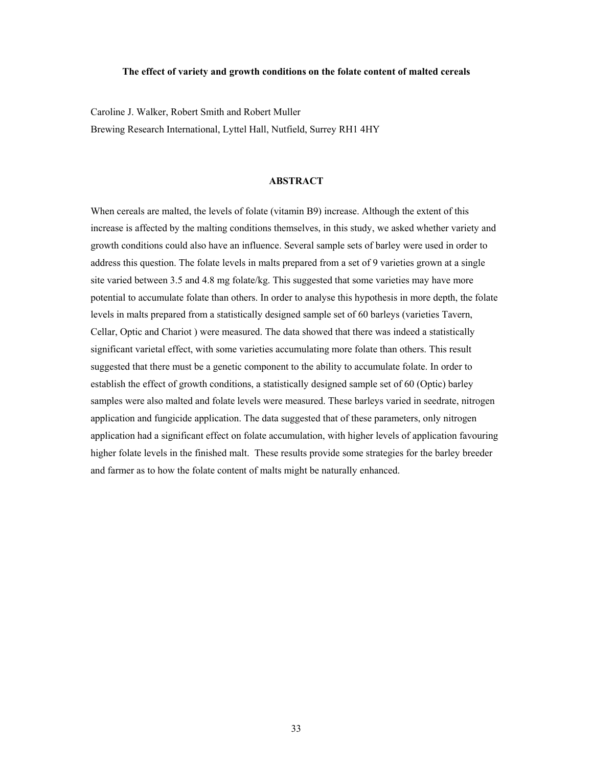## The effect of variety and growth conditions on the folate content of malted cereals

Caroline J. Walker, Robert Smith and Robert Muller
Brewing Research International, Lyttel Hall, Nutfield, Surrey RH1 4HY

### ABSTRACT

When cereals are malted, the levels of folate (vitamin B9) increase. Although the extent of this increase is affected by the malting conditions themselves, in this study, we asked whether variety and growth conditions could also have an influence. Several sample sets of barley were used in order to address this question. The folate levels in malts prepared from a set of 9 varieties grown at a single site varied between 3.5 and 4.8 mg folate/kg. This suggested that some varieties may have more potential to accumulate folate than others. In order to analyse this hypothesis in more depth, the folate levels in malts prepared from a statistically designed sample set of 60 barleys (varieties Tavern, Cellar, Optic and Chariot ) were measured. The data showed that there was indeed a statistically significant varietal effect, with some varieties accumulating more folate than others. This result suggested that there must be a genetic component to the ability to accumulate folate. In order to establish the effect of growth conditions, a statistically designed sample set of 60 (Optic) barley samples were also malted and folate levels were measured. These barleys varied in seedrate, nitrogen application and fungicide application. The data suggested that of these parameters, only nitrogen application had a significant effect on folate accumulation, with higher levels of application favouring higher folate levels in the finished malt. These results provide some strategies for the barley breeder and farmer as to how the folate content of malts might be naturally enhanced.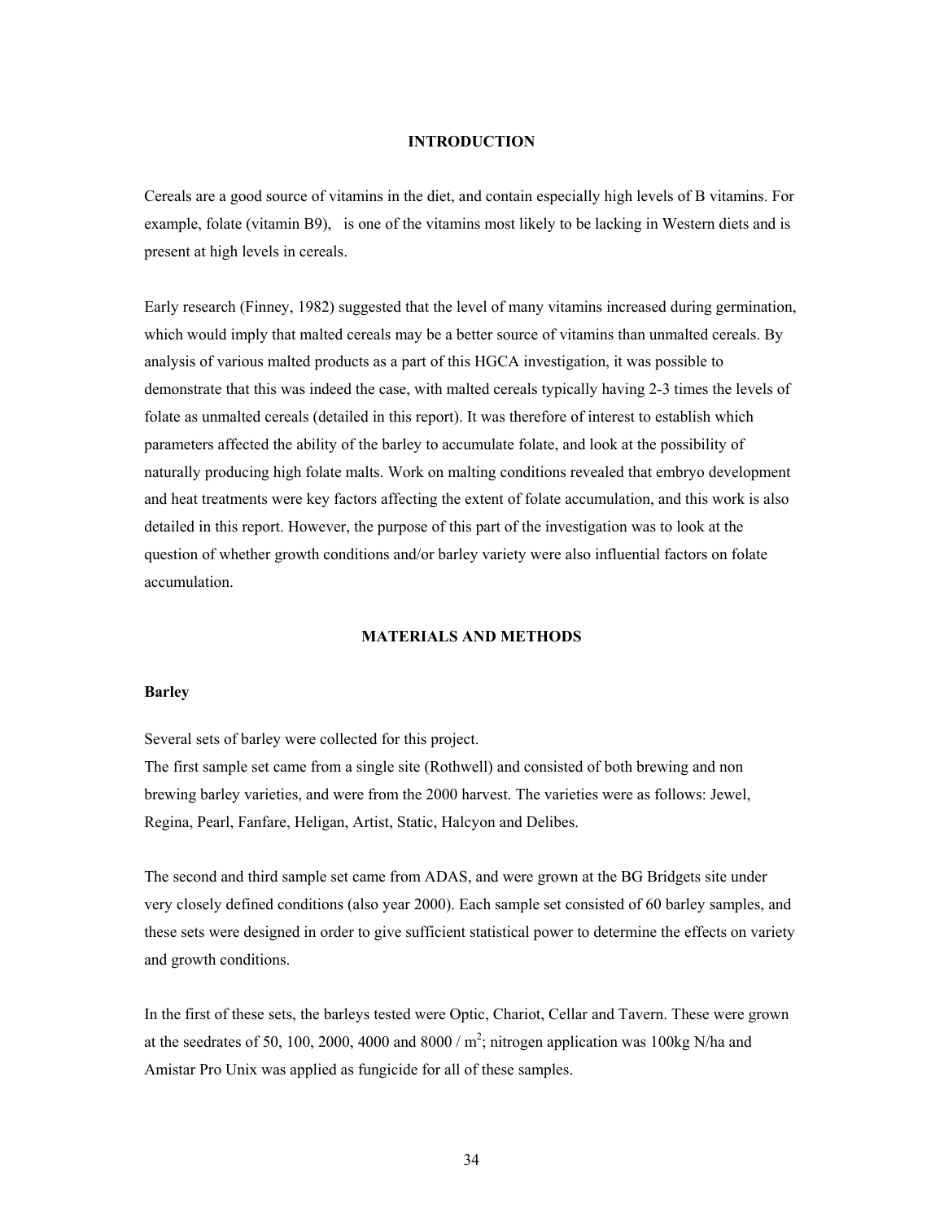## INTRODUCTION

Cereals are a good source of vitamins in the diet, and contain especially high levels of B vitamins. For example, folate (vitamin B9),  is one of the vitamins most likely to be lacking in Western diets and is present at high levels in cereals.

Early research (Finney, 1982) suggested that the level of many vitamins increased during germination, which would imply that malted cereals may be a better source of vitamins than unmalted cereals. By analysis of various malted products as a part of this HGCA investigation, it was possible to demonstrate that this was indeed the case, with malted cereals typically having 2-3 times the levels of folate as unmalted cereals (detailed in this report). It was therefore of interest to establish which parameters affected the ability of the barley to accumulate folate, and look at the possibility of naturally producing high folate malts. Work on malting conditions revealed that embryo development and heat treatments were key factors affecting the extent of folate accumulation, and this work is also detailed in this report. However, the purpose of this part of the investigation was to look at the question of whether growth conditions and/or barley variety were also influential factors on folate accumulation.

## MATERIALS AND METHODS

### Barley

Several sets of barley were collected for this project.
The first sample set came from a single site (Rothwell) and consisted of both brewing and non brewing barley varieties, and were from the 2000 harvest. The varieties were as follows: Jewel, Regina, Pearl, Fanfare, Heligan, Artist, Static, Halcyon and Delibes.

The second and third sample set came from ADAS, and were grown at the BG Bridgets site under very closely defined conditions (also year 2000). Each sample set consisted of 60 barley samples, and these sets were designed in order to give sufficient statistical power to determine the effects on variety and growth conditions.

In the first of these sets, the barleys tested were Optic, Chariot, Cellar and Tavern. These were grown at the seedrates of 50, 100, 2000, 4000 and 8000 / $m^2$; nitrogen application was 100kg N/ha and Amistar Pro Unix was applied as fungicide for all of these samples.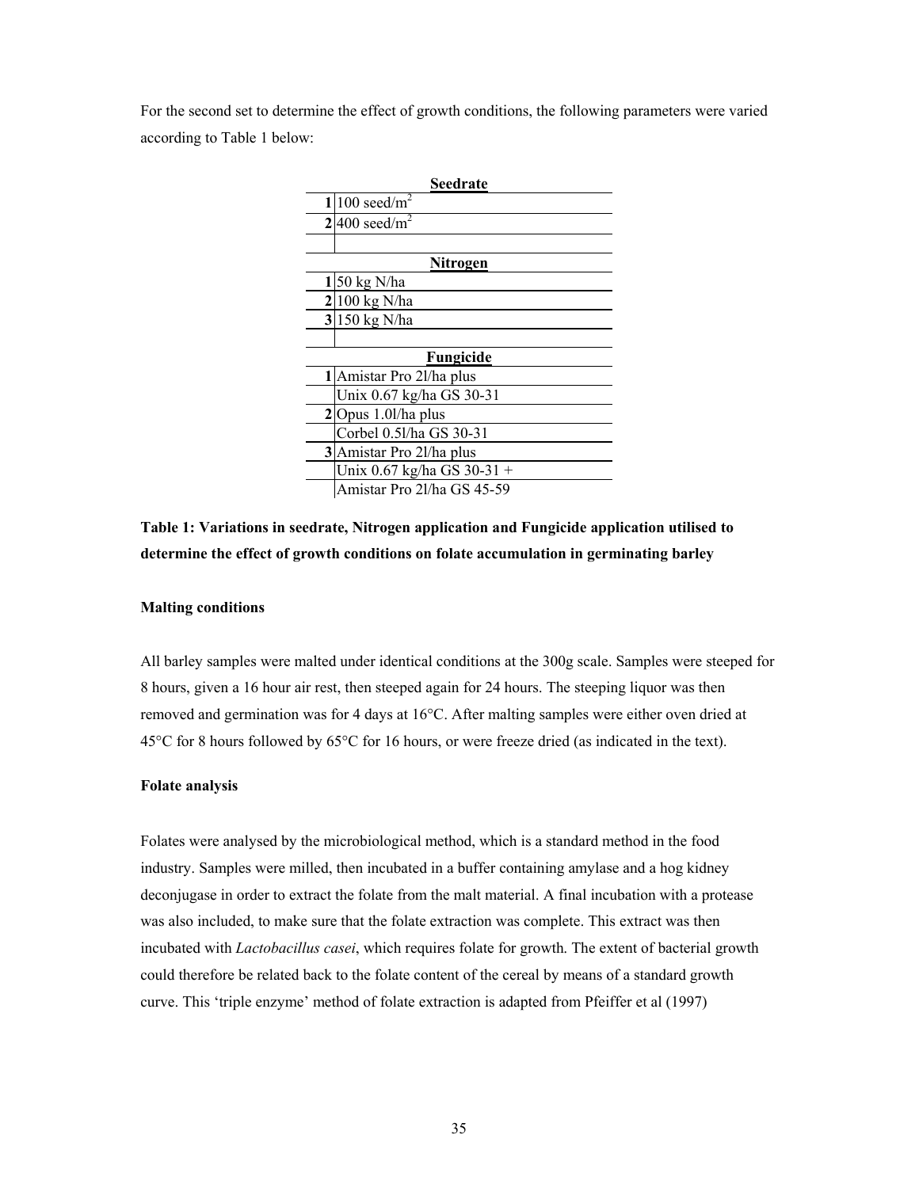For the second set to determine the effect of growth conditions, the following parameters were varied according to Table 1 below:

| | **Seedrate** |
|---|---|
| **1** | 100 seed/m$^2$ |
| **2** | 400 seed/m$^2$ |
| | |
| | **Nitrogen** |
| **1** | 50 kg N/ha |
| **2** | 100 kg N/ha |
| **3** | 150 kg N/ha |
| | |
| | **Fungicide** |
| **1** | Amistar Pro 2l/ha plus |
| | Unix 0.67 kg/ha GS 30-31 |
| **2** | Opus 1.0l/ha plus |
| | Corbel 0.5l/ha GS 30-31 |
| **3** | Amistar Pro 2l/ha plus |
| | Unix 0.67 kg/ha GS 30-31 + |
| | Amistar Pro 2l/ha GS 45-59 |

**Table 1: Variations in seedrate, Nitrogen application and Fungicide application utilised to determine the effect of growth conditions on folate accumulation in germinating barley**

#### Malting conditions

All barley samples were malted under identical conditions at the 300g scale. Samples were steeped for 8 hours, given a 16 hour air rest, then steeped again for 24 hours. The steeping liquor was then removed and germination was for 4 days at 16°C. After malting samples were either oven dried at 45°C for 8 hours followed by 65°C for 16 hours, or were freeze dried (as indicated in the text).

#### Folate analysis

Folates were analysed by the microbiological method, which is a standard method in the food industry. Samples were milled, then incubated in a buffer containing amylase and a hog kidney deconjugase in order to extract the folate from the malt material. A final incubation with a protease was also included, to make sure that the folate extraction was complete. This extract was then incubated with *Lactobacillus casei*, which requires folate for growth. The extent of bacterial growth could therefore be related back to the folate content of the cereal by means of a standard growth curve. This 'triple enzyme' method of folate extraction is adapted from Pfeiffer et al (1997)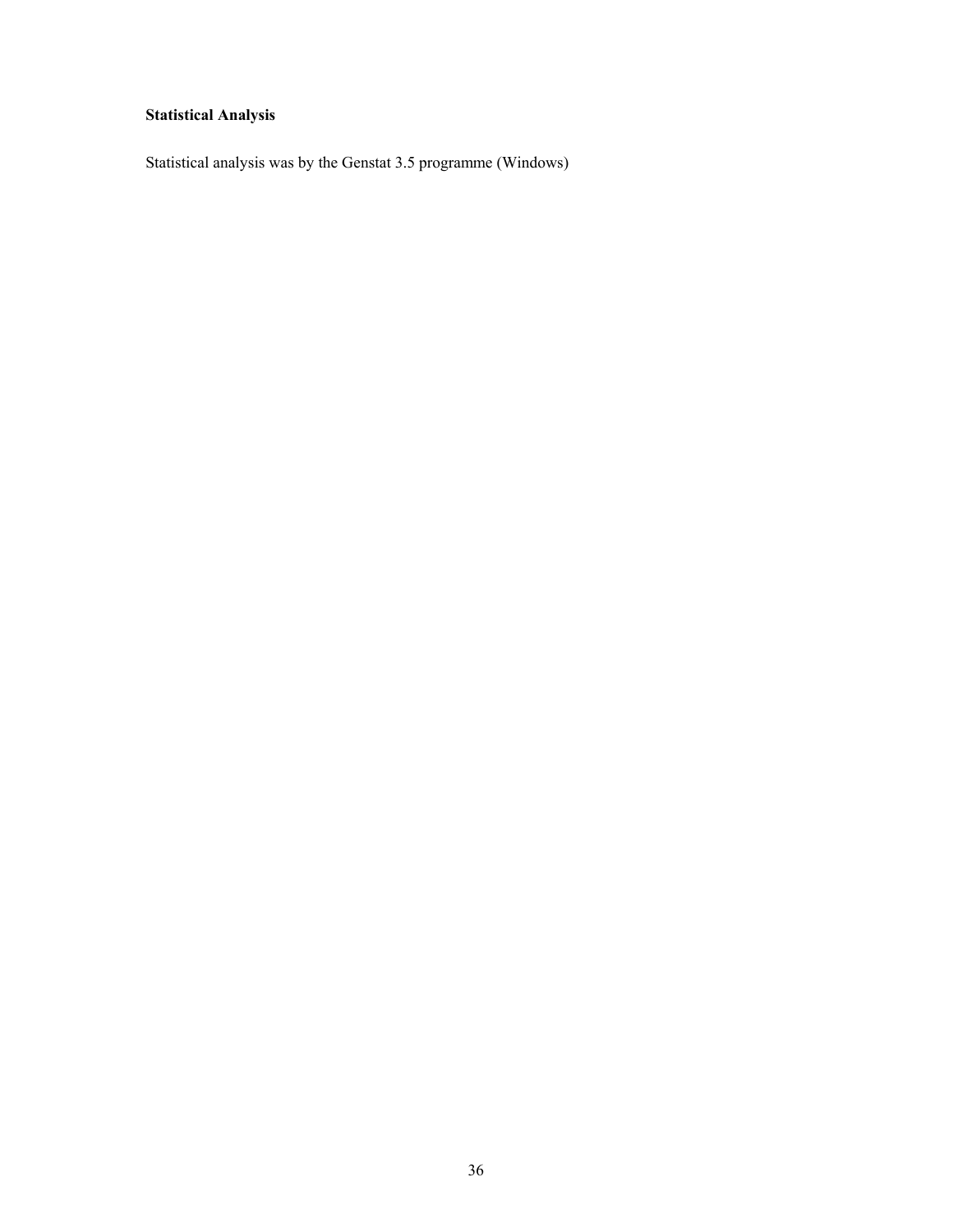**Statistical Analysis**

Statistical analysis was by the Genstat 3.5 programme (Windows)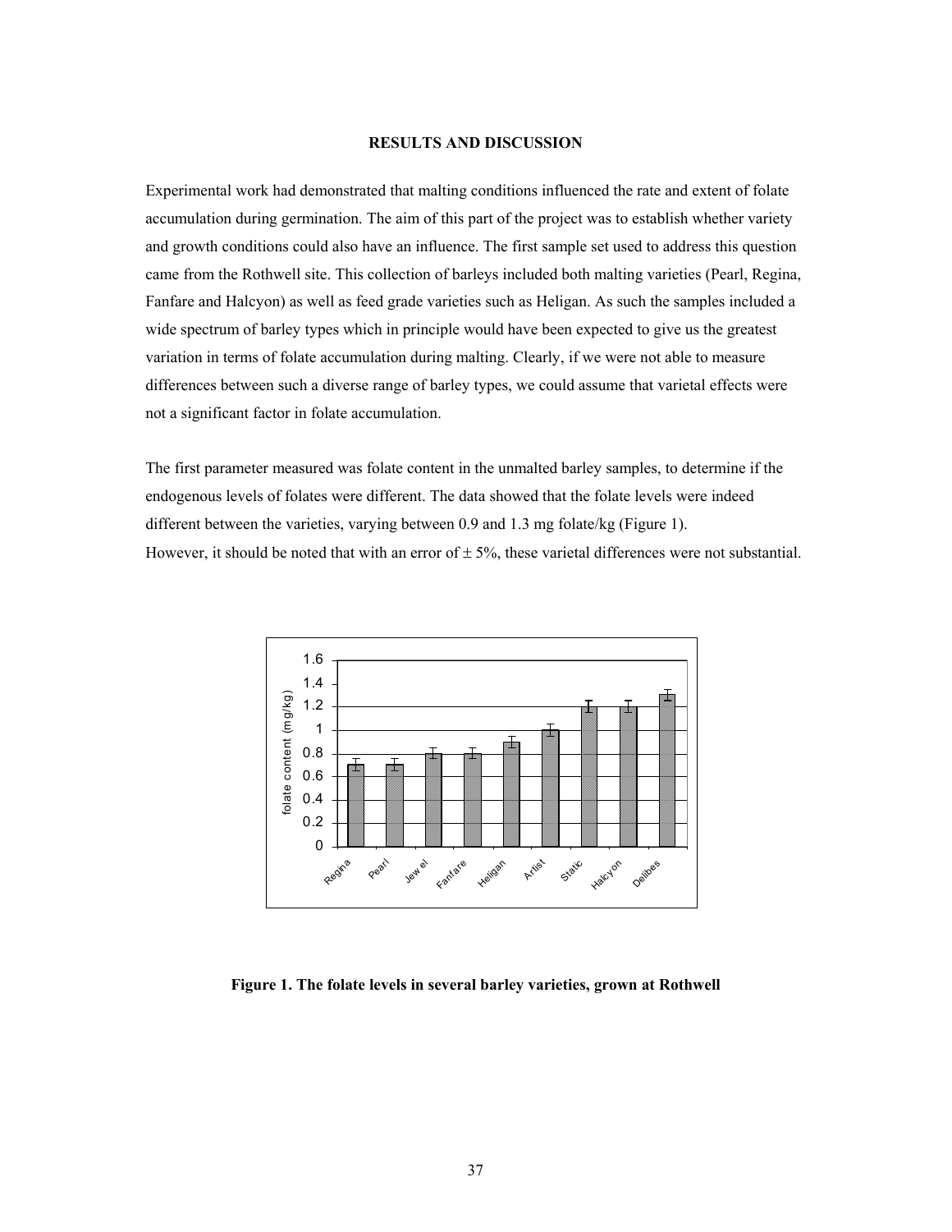## RESULTS AND DISCUSSION

Experimental work had demonstrated that malting conditions influenced the rate and extent of folate accumulation during germination. The aim of this part of the project was to establish whether variety and growth conditions could also have an influence. The first sample set used to address this question came from the Rothwell site. This collection of barleys included both malting varieties (Pearl, Regina, Fanfare and Halcyon) as well as feed grade varieties such as Heligan. As such the samples included a wide spectrum of barley types which in principle would have been expected to give us the greatest variation in terms of folate accumulation during malting. Clearly, if we were not able to measure differences between such a diverse range of barley types, we could assume that varietal effects were not a significant factor in folate accumulation.

The first parameter measured was folate content in the unmalted barley samples, to determine if the endogenous levels of folates were different. The data showed that the folate levels were indeed different between the varieties, varying between 0.9 and 1.3 mg folate/kg (Figure 1).
However, it should be noted that with an error of ± 5%, these varietal differences were not substantial.

**Figure 1. The folate levels in several barley varieties, grown at Rothwell**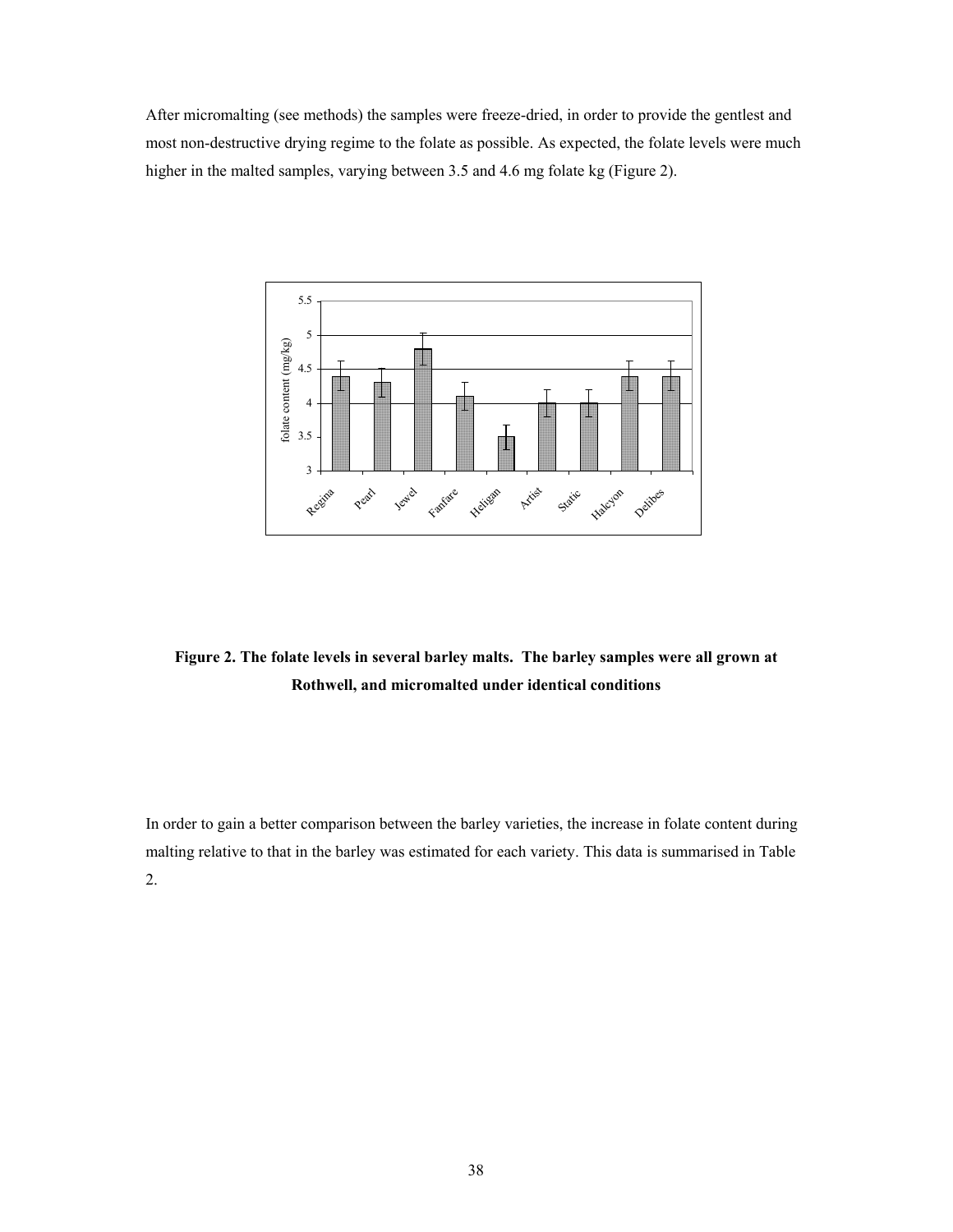After micromalting (see methods) the samples were freeze-dried, in order to provide the gentlest and most non-destructive drying regime to the folate as possible. As expected, the folate levels were much higher in the malted samples, varying between 3.5 and 4.6 mg folate kg (Figure 2).

**Figure 2. The folate levels in several barley malts. The barley samples were all grown at Rothwell, and micromalted under identical conditions**

In order to gain a better comparison between the barley varieties, the increase in folate content during malting relative to that in the barley was estimated for each variety. This data is summarised in Table 2.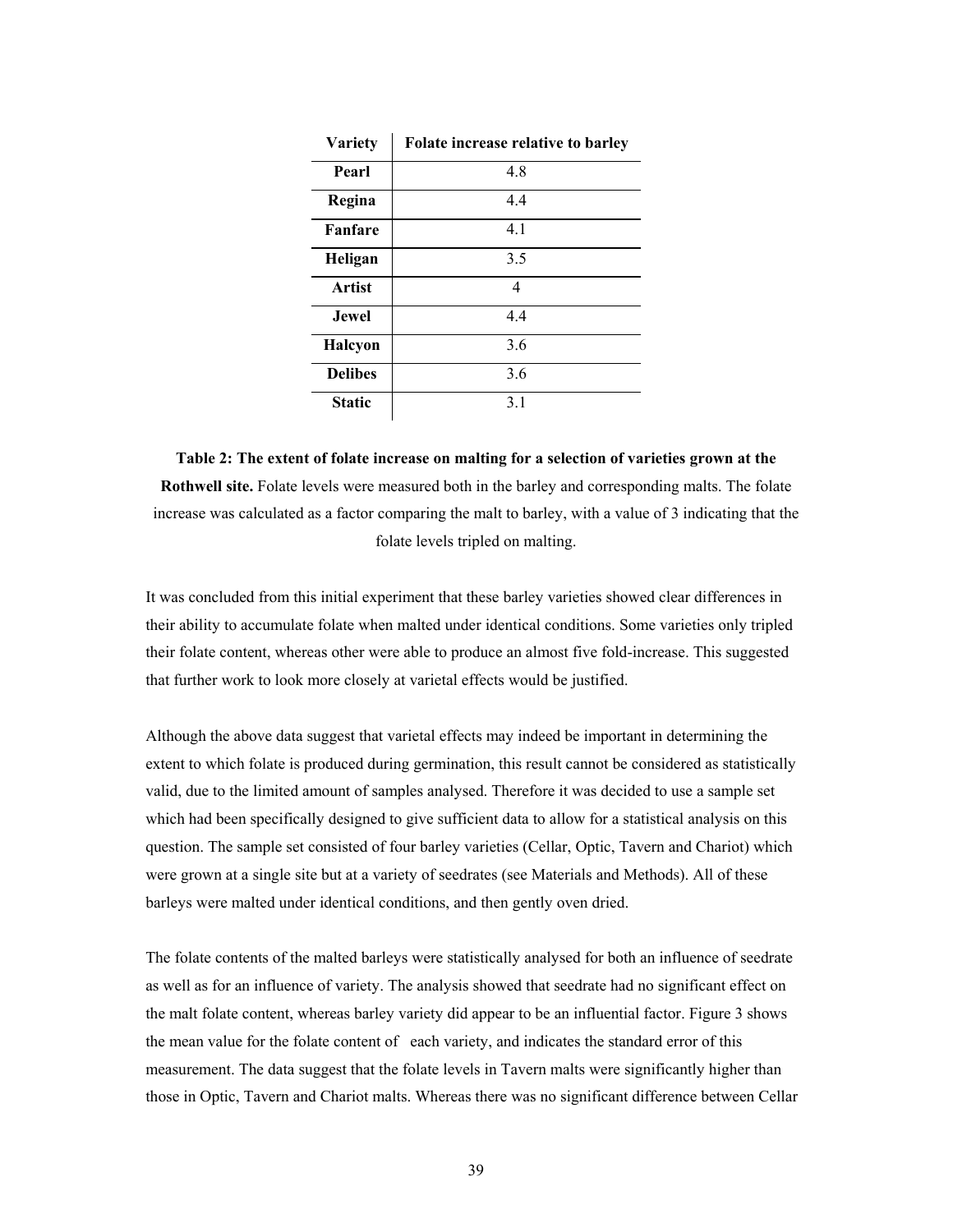| Variety | Folate increase relative to barley |
|---|---|
| **Pearl** | 4.8 |
| **Regina** | 4.4 |
| **Fanfare** | 4.1 |
| **Heligan** | 3.5 |
| **Artist** | 4 |
| **Jewel** | 4.4 |
| **Halcyon** | 3.6 |
| **Delibes** | 3.6 |
| **Static** | 3.1 |

**Table 2: The extent of folate increase on malting for a selection of varieties grown at the Rothwell site.** Folate levels were measured both in the barley and corresponding malts. The folate increase was calculated as a factor comparing the malt to barley, with a value of 3 indicating that the folate levels tripled on malting.

It was concluded from this initial experiment that these barley varieties showed clear differences in their ability to accumulate folate when malted under identical conditions. Some varieties only tripled their folate content, whereas other were able to produce an almost five fold-increase. This suggested that further work to look more closely at varietal effects would be justified.

Although the above data suggest that varietal effects may indeed be important in determining the extent to which folate is produced during germination, this result cannot be considered as statistically valid, due to the limited amount of samples analysed. Therefore it was decided to use a sample set which had been specifically designed to give sufficient data to allow for a statistical analysis on this question. The sample set consisted of four barley varieties (Cellar, Optic, Tavern and Chariot) which were grown at a single site but at a variety of seedrates (see Materials and Methods). All of these barleys were malted under identical conditions, and then gently oven dried.

The folate contents of the malted barleys were statistically analysed for both an influence of seedrate as well as for an influence of variety. The analysis showed that seedrate had no significant effect on the malt folate content, whereas barley variety did appear to be an influential factor. Figure 3 shows the mean value for the folate content of each variety, and indicates the standard error of this measurement. The data suggest that the folate levels in Tavern malts were significantly higher than those in Optic, Tavern and Chariot malts. Whereas there was no significant difference between Cellar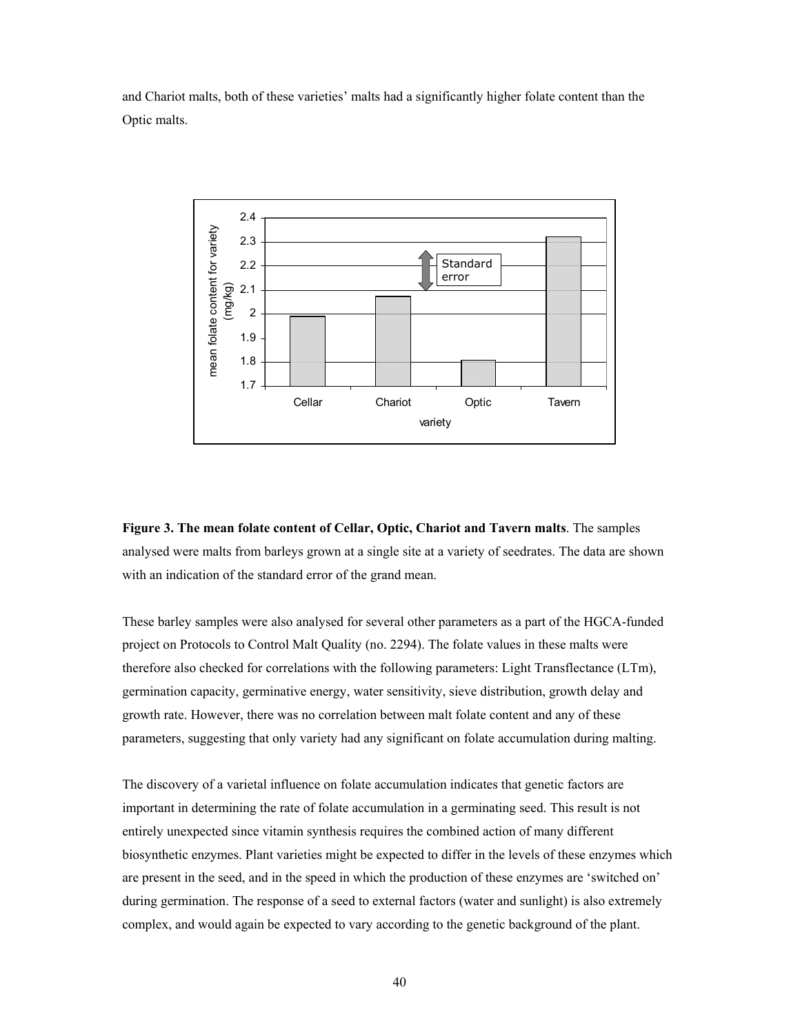and Chariot malts, both of these varieties' malts had a significantly higher folate content than the Optic malts.

**Figure 3. The mean folate content of Cellar, Optic, Chariot and Tavern malts**. The samples analysed were malts from barleys grown at a single site at a variety of seedrates. The data are shown with an indication of the standard error of the grand mean.

These barley samples were also analysed for several other parameters as a part of the HGCA-funded project on Protocols to Control Malt Quality (no. 2294). The folate values in these malts were therefore also checked for correlations with the following parameters: Light Transflectance (LTm), germination capacity, germinative energy, water sensitivity, sieve distribution, growth delay and growth rate. However, there was no correlation between malt folate content and any of these parameters, suggesting that only variety had any significant on folate accumulation during malting.

The discovery of a varietal influence on folate accumulation indicates that genetic factors are important in determining the rate of folate accumulation in a germinating seed. This result is not entirely unexpected since vitamin synthesis requires the combined action of many different biosynthetic enzymes. Plant varieties might be expected to differ in the levels of these enzymes which are present in the seed, and in the speed in which the production of these enzymes are 'switched on' during germination. The response of a seed to external factors (water and sunlight) is also extremely complex, and would again be expected to vary according to the genetic background of the plant.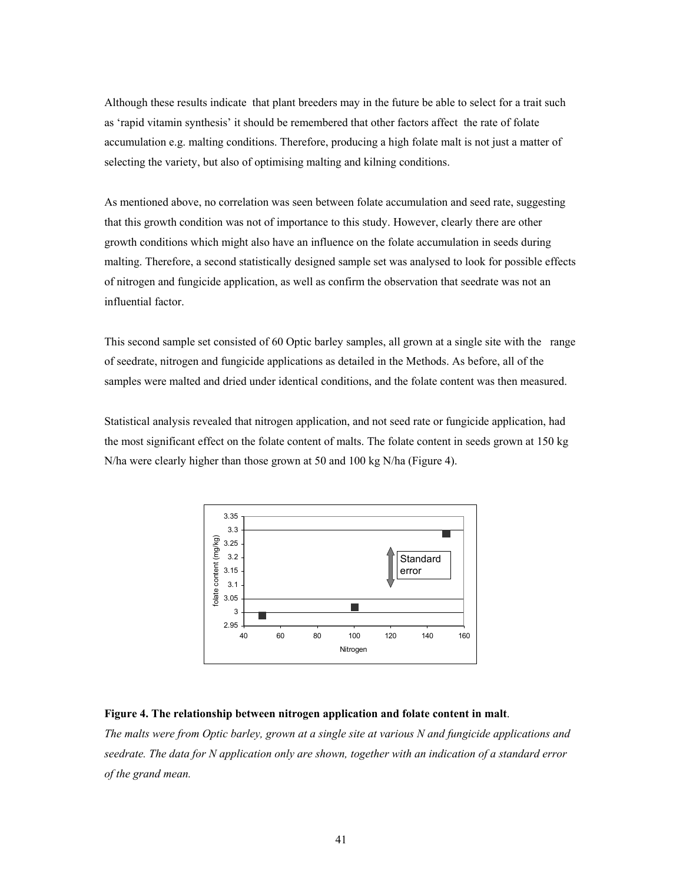Although these results indicate that plant breeders may in the future be able to select for a trait such as 'rapid vitamin synthesis' it should be remembered that other factors affect the rate of folate accumulation e.g. malting conditions. Therefore, producing a high folate malt is not just a matter of selecting the variety, but also of optimising malting and kilning conditions.

As mentioned above, no correlation was seen between folate accumulation and seed rate, suggesting that this growth condition was not of importance to this study. However, clearly there are other growth conditions which might also have an influence on the folate accumulation in seeds during malting. Therefore, a second statistically designed sample set was analysed to look for possible effects of nitrogen and fungicide application, as well as confirm the observation that seedrate was not an influential factor.

This second sample set consisted of 60 Optic barley samples, all grown at a single site with the range of seedrate, nitrogen and fungicide applications as detailed in the Methods. As before, all of the samples were malted and dried under identical conditions, and the folate content was then measured.

Statistical analysis revealed that nitrogen application, and not seed rate or fungicide application, had the most significant effect on the folate content of malts. The folate content in seeds grown at 150 kg N/ha were clearly higher than those grown at 50 and 100 kg N/ha (Figure 4).

**Figure 4. The relationship between nitrogen application and folate content in malt**.

*The malts were from Optic barley, grown at a single site at various N and fungicide applications and seedrate. The data for N application only are shown, together with an indication of a standard error of the grand mean.*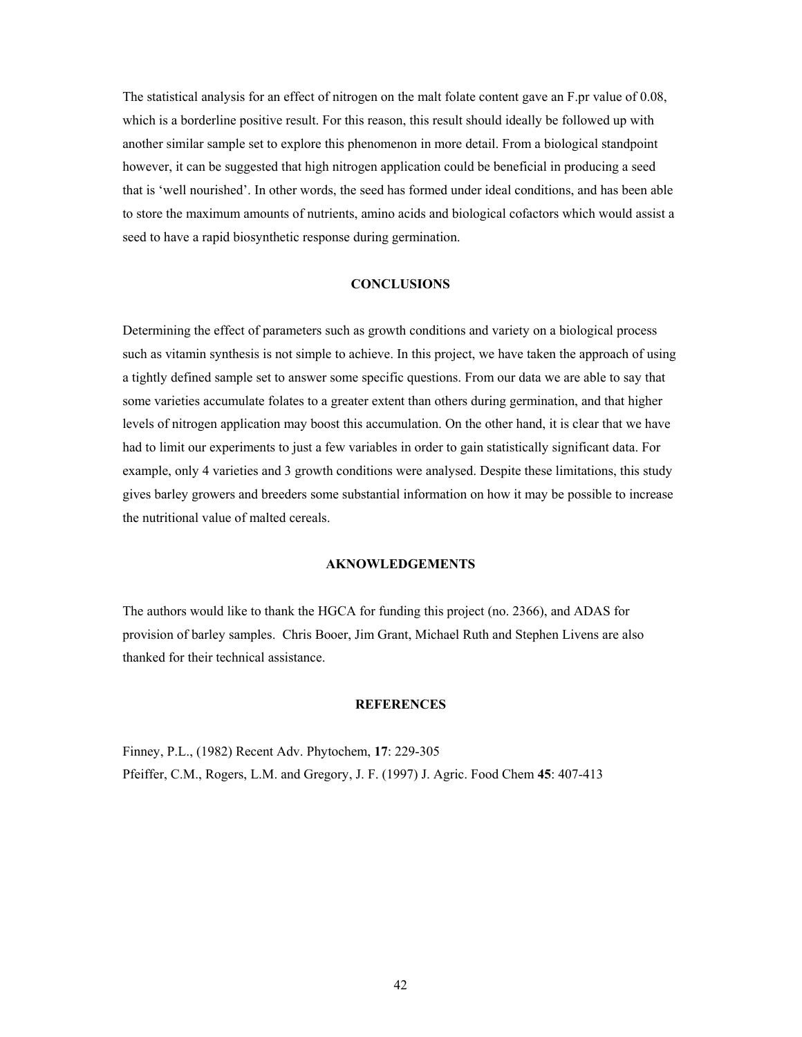The statistical analysis for an effect of nitrogen on the malt folate content gave an F.pr value of 0.08, which is a borderline positive result. For this reason, this result should ideally be followed up with another similar sample set to explore this phenomenon in more detail. From a biological standpoint however, it can be suggested that high nitrogen application could be beneficial in producing a seed that is 'well nourished'. In other words, the seed has formed under ideal conditions, and has been able to store the maximum amounts of nutrients, amino acids and biological cofactors which would assist a seed to have a rapid biosynthetic response during germination.

## CONCLUSIONS

Determining the effect of parameters such as growth conditions and variety on a biological process such as vitamin synthesis is not simple to achieve. In this project, we have taken the approach of using a tightly defined sample set to answer some specific questions. From our data we are able to say that some varieties accumulate folates to a greater extent than others during germination, and that higher levels of nitrogen application may boost this accumulation. On the other hand, it is clear that we have had to limit our experiments to just a few variables in order to gain statistically significant data. For example, only 4 varieties and 3 growth conditions were analysed. Despite these limitations, this study gives barley growers and breeders some substantial information on how it may be possible to increase the nutritional value of malted cereals.

## AKNOWLEDGEMENTS

The authors would like to thank the HGCA for funding this project (no. 2366), and ADAS for provision of barley samples. Chris Booer, Jim Grant, Michael Ruth and Stephen Livens are also thanked for their technical assistance.

## REFERENCES

Finney, P.L., (1982) Recent Adv. Phytochem, **17**: 229-305

Pfeiffer, C.M., Rogers, L.M. and Gregory, J. F. (1997) J. Agric. Food Chem **45**: 407-413